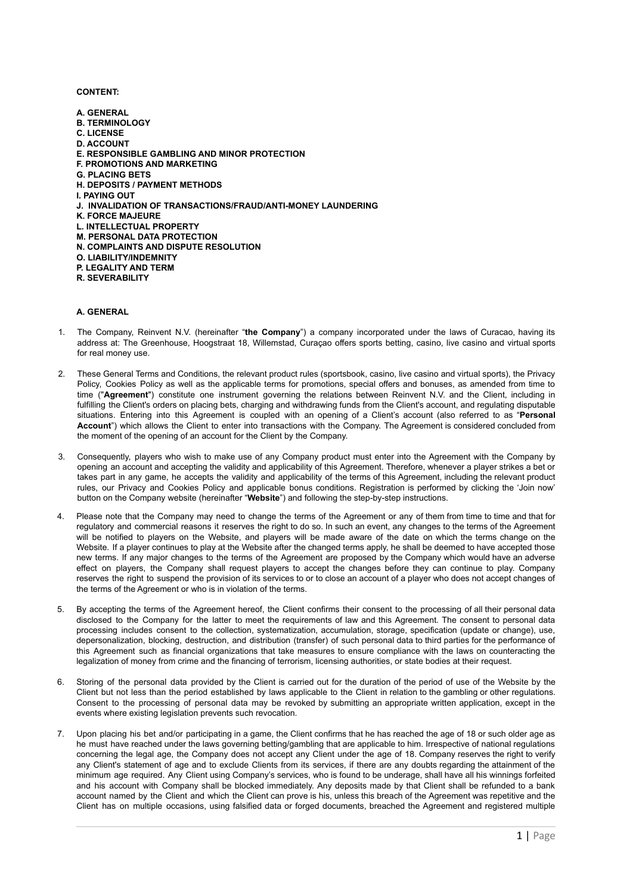**CONTENT:**

**A. GENERAL**
**B. TERMINOLOGY**
**C. LICENSE**
**D. ACCOUNT**
**E. RESPONSIBLE GAMBLING AND MINOR PROTECTION**
**F. PROMOTIONS AND MARKETING**
**G. PLACING BETS**
**H. DEPOSITS / PAYMENT METHODS**
**I. PAYING OUT**
**J. INVALIDATION OF TRANSACTIONS/FRAUD/ANTI-MONEY LAUNDERING**
**K. FORCE MAJEURE**
**L. INTELLECTUAL PROPERTY**
**M. PERSONAL DATA PROTECTION**
**N. COMPLAINTS AND DISPUTE RESOLUTION**
**O. LIABILITY/INDEMNITY**
**P. LEGALITY AND TERM**
**R. SEVERABILITY**

## A. GENERAL

1. The Company, Reinvent N.V. (hereinafter "**the Company**") a company incorporated under the laws of Curacao, having its address at: The Greenhouse, Hoogstraat 18, Willemstad, Curaçao offers sports betting, casino, live casino and virtual sports for real money use.

2. These General Terms and Conditions, the relevant product rules (sportsbook, casino, live casino and virtual sports), the Privacy Policy, Cookies Policy as well as the applicable terms for promotions, special offers and bonuses, as amended from time to time ("**Agreement**") constitute one instrument governing the relations between Reinvent N.V. and the Client, including in fulfilling the Client's orders on placing bets, charging and withdrawing funds from the Client's account, and regulating disputable situations. Entering into this Agreement is coupled with an opening of a Client's account (also referred to as "**Personal Account**") which allows the Client to enter into transactions with the Company. The Agreement is considered concluded from the moment of the opening of an account for the Client by the Company.

3. Consequently, players who wish to make use of any Company product must enter into the Agreement with the Company by opening an account and accepting the validity and applicability of this Agreement. Therefore, whenever a player strikes a bet or takes part in any game, he accepts the validity and applicability of the terms of this Agreement, including the relevant product rules, our Privacy and Cookies Policy and applicable bonus conditions. Registration is performed by clicking the 'Join now' button on the Company website (hereinafter "**Website**") and following the step-by-step instructions.

4. Please note that the Company may need to change the terms of the Agreement or any of them from time to time and that for regulatory and commercial reasons it reserves the right to do so. In such an event, any changes to the terms of the Agreement will be notified to players on the Website, and players will be made aware of the date on which the terms change on the Website. If a player continues to play at the Website after the changed terms apply, he shall be deemed to have accepted those new terms. If any major changes to the terms of the Agreement are proposed by the Company which would have an adverse effect on players, the Company shall request players to accept the changes before they can continue to play. Company reserves the right to suspend the provision of its services to or to close an account of a player who does not accept changes of the terms of the Agreement or who is in violation of the terms.

5. By accepting the terms of the Agreement hereof, the Client confirms their consent to the processing of all their personal data disclosed to the Company for the latter to meet the requirements of law and this Agreement. The consent to personal data processing includes consent to the collection, systematization, accumulation, storage, specification (update or change), use, depersonalization, blocking, destruction, and distribution (transfer) of such personal data to third parties for the performance of this Agreement such as financial organizations that take measures to ensure compliance with the laws on counteracting the legalization of money from crime and the financing of terrorism, licensing authorities, or state bodies at their request.

6. Storing of the personal data provided by the Client is carried out for the duration of the period of use of the Website by the Client but not less than the period established by laws applicable to the Client in relation to the gambling or other regulations. Consent to the processing of personal data may be revoked by submitting an appropriate written application, except in the events where existing legislation prevents such revocation.

7. Upon placing his bet and/or participating in a game, the Client confirms that he has reached the age of 18 or such older age as he must have reached under the laws governing betting/gambling that are applicable to him. Irrespective of national regulations concerning the legal age, the Company does not accept any Client under the age of 18. Company reserves the right to verify any Client's statement of age and to exclude Clients from its services, if there are any doubts regarding the attainment of the minimum age required. Any Client using Company's services, who is found to be underage, shall have all his winnings forfeited and his account with Company shall be blocked immediately. Any deposits made by that Client shall be refunded to a bank account named by the Client and which the Client can prove is his, unless this breach of the Agreement was repetitive and the Client has on multiple occasions, using falsified data or forged documents, breached the Agreement and registered multiple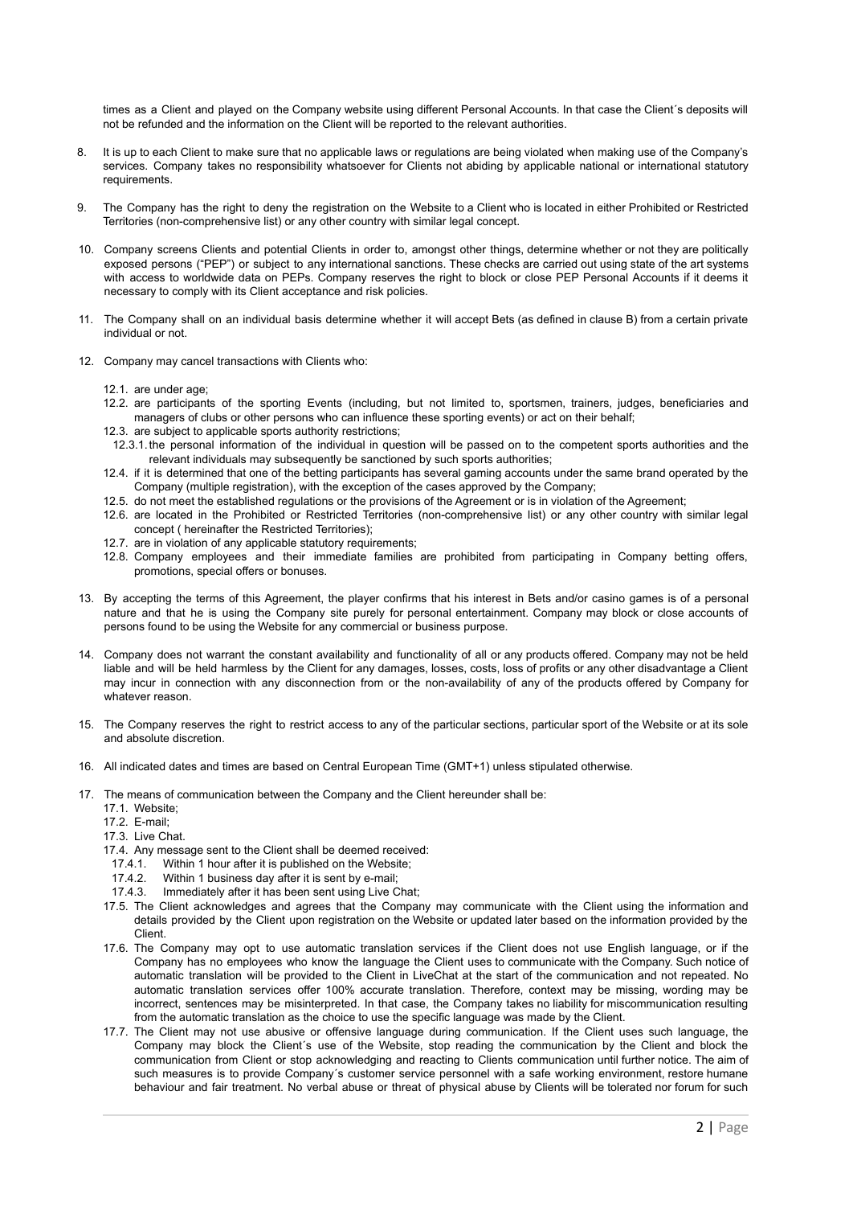times as a Client and played on the Company website using different Personal Accounts. In that case the Client´s deposits will not be refunded and the information on the Client will be reported to the relevant authorities.

8. It is up to each Client to make sure that no applicable laws or regulations are being violated when making use of the Company's services. Company takes no responsibility whatsoever for Clients not abiding by applicable national or international statutory requirements.

9. The Company has the right to deny the registration on the Website to a Client who is located in either Prohibited or Restricted Territories (non-comprehensive list) or any other country with similar legal concept.

10. Company screens Clients and potential Clients in order to, amongst other things, determine whether or not they are politically exposed persons ("PEP") or subject to any international sanctions. These checks are carried out using state of the art systems with access to worldwide data on PEPs. Company reserves the right to block or close PEP Personal Accounts if it deems it necessary to comply with its Client acceptance and risk policies.

11. The Company shall on an individual basis determine whether it will accept Bets (as defined in clause B) from a certain private individual or not.

12. Company may cancel transactions with Clients who:

    12.1. are under age;
    12.2. are participants of the sporting Events (including, but not limited to, sportsmen, trainers, judges, beneficiaries and managers of clubs or other persons who can influence these sporting events) or act on their behalf;
    12.3. are subject to applicable sports authority restrictions;
      12.3.1. the personal information of the individual in question will be passed on to the competent sports authorities and the relevant individuals may subsequently be sanctioned by such sports authorities;
    12.4. if it is determined that one of the betting participants has several gaming accounts under the same brand operated by the Company (multiple registration), with the exception of the cases approved by the Company;
    12.5. do not meet the established regulations or the provisions of the Agreement or is in violation of the Agreement;
    12.6. are located in the Prohibited or Restricted Territories (non-comprehensive list) or any other country with similar legal concept ( hereinafter the Restricted Territories);
    12.7. are in violation of any applicable statutory requirements;
    12.8. Company employees and their immediate families are prohibited from participating in Company betting offers, promotions, special offers or bonuses.

13. By accepting the terms of this Agreement, the player confirms that his interest in Bets and/or casino games is of a personal nature and that he is using the Company site purely for personal entertainment. Company may block or close accounts of persons found to be using the Website for any commercial or business purpose.

14. Company does not warrant the constant availability and functionality of all or any products offered. Company may not be held liable and will be held harmless by the Client for any damages, losses, costs, loss of profits or any other disadvantage a Client may incur in connection with any disconnection from or the non-availability of any of the products offered by Company for whatever reason.

15. The Company reserves the right to restrict access to any of the particular sections, particular sport of the Website or at its sole and absolute discretion.

16. All indicated dates and times are based on Central European Time (GMT+1) unless stipulated otherwise.

17. The means of communication between the Company and the Client hereunder shall be:
    17.1. Website;
    17.2. E-mail;
    17.3. Live Chat.
    17.4. Any message sent to the Client shall be deemed received:
      17.4.1. Within 1 hour after it is published on the Website;
      17.4.2. Within 1 business day after it is sent by e-mail;
      17.4.3. Immediately after it has been sent using Live Chat;
    17.5. The Client acknowledges and agrees that the Company may communicate with the Client using the information and details provided by the Client upon registration on the Website or updated later based on the information provided by the Client.
    17.6. The Company may opt to use automatic translation services if the Client does not use English language, or if the Company has no employees who know the language the Client uses to communicate with the Company. Such notice of automatic translation will be provided to the Client in LiveChat at the start of the communication and not repeated. No automatic translation services offer 100% accurate translation. Therefore, context may be missing, wording may be incorrect, sentences may be misinterpreted. In that case, the Company takes no liability for miscommunication resulting from the automatic translation as the choice to use the specific language was made by the Client.
    17.7. The Client may not use abusive or offensive language during communication. If the Client uses such language, the Company may block the Client´s use of the Website, stop reading the communication by the Client and block the communication from Client or stop acknowledging and reacting to Clients communication until further notice. The aim of such measures is to provide Company´s customer service personnel with a safe working environment, restore humane behaviour and fair treatment. No verbal abuse or threat of physical abuse by Clients will be tolerated nor forum for such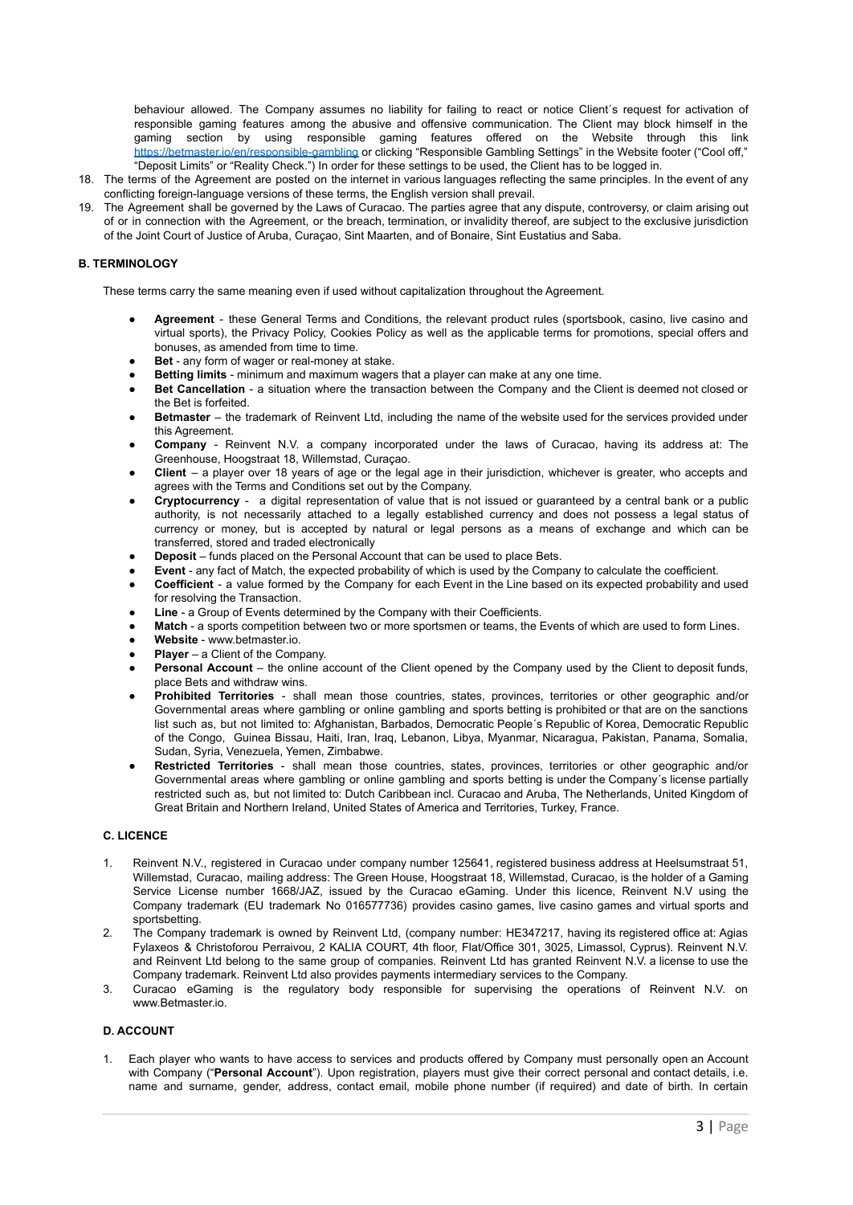behaviour allowed. The Company assumes no liability for failing to react or notice Client´s request for activation of responsible gaming features among the abusive and offensive communication. The Client may block himself in the gaming section by using responsible gaming features offered on the Website through this link https://betmaster.io/en/responsible-gambling or clicking "Responsible Gambling Settings" in the Website footer ("Cool off," "Deposit Limits" or "Reality Check.") In order for these settings to be used, the Client has to be logged in.

18. The terms of the Agreement are posted on the internet in various languages reflecting the same principles. In the event of any conflicting foreign-language versions of these terms, the English version shall prevail.
19. The Agreement shall be governed by the Laws of Curacao. The parties agree that any dispute, controversy, or claim arising out of or in connection with the Agreement, or the breach, termination, or invalidity thereof, are subject to the exclusive jurisdiction of the Joint Court of Justice of Aruba, Curaçao, Sint Maarten, and of Bonaire, Sint Eustatius and Saba.

### B. TERMINOLOGY

These terms carry the same meaning even if used without capitalization throughout the Agreement.

- **Agreement** - these General Terms and Conditions, the relevant product rules (sportsbook, casino, live casino and virtual sports), the Privacy Policy, Cookies Policy as well as the applicable terms for promotions, special offers and bonuses, as amended from time to time.
- **Bet** - any form of wager or real-money at stake.
- **Betting limits** - minimum and maximum wagers that a player can make at any one time.
- **Bet Cancellation** - a situation where the transaction between the Company and the Client is deemed not closed or the Bet is forfeited.
- **Betmaster** – the trademark of Reinvent Ltd, including the name of the website used for the services provided under this Agreement.
- **Company** - Reinvent N.V. a company incorporated under the laws of Curacao, having its address at: The Greenhouse, Hoogstraat 18, Willemstad, Curaçao.
- **Client** – a player over 18 years of age or the legal age in their jurisdiction, whichever is greater, who accepts and agrees with the Terms and Conditions set out by the Company.
- **Cryptocurrency** - a digital representation of value that is not issued or guaranteed by a central bank or a public authority, is not necessarily attached to a legally established currency and does not possess a legal status of currency or money, but is accepted by natural or legal persons as a means of exchange and which can be transferred, stored and traded electronically
- **Deposit** – funds placed on the Personal Account that can be used to place Bets.
- **Event** - any fact of Match, the expected probability of which is used by the Company to calculate the coefficient.
- **Coefficient** - a value formed by the Company for each Event in the Line based on its expected probability and used for resolving the Transaction.
- **Line** - a Group of Events determined by the Company with their Coefficients.
- **Match** - a sports competition between two or more sportsmen or teams, the Events of which are used to form Lines.
- **Website** - www.betmaster.io.
- **Player** – a Client of the Company.
- **Personal Account** – the online account of the Client opened by the Company used by the Client to deposit funds, place Bets and withdraw wins.
- **Prohibited Territories** - shall mean those countries, states, provinces, territories or other geographic and/or Governmental areas where gambling or online gambling and sports betting is prohibited or that are on the sanctions list such as, but not limited to: Afghanistan, Barbados, Democratic People´s Republic of Korea, Democratic Republic of the Congo, Guinea Bissau, Haiti, Iran, Iraq, Lebanon, Libya, Myanmar, Nicaragua, Pakistan, Panama, Somalia, Sudan, Syria, Venezuela, Yemen, Zimbabwe.
- **Restricted Territories** - shall mean those countries, states, provinces, territories or other geographic and/or Governmental areas where gambling or online gambling and sports betting is under the Company´s license partially restricted such as, but not limited to: Dutch Caribbean incl. Curacao and Aruba, The Netherlands, United Kingdom of Great Britain and Northern Ireland, United States of America and Territories, Turkey, France.

### C. LICENCE

1. Reinvent N.V., registered in Curacao under company number 125641, registered business address at Heelsumstraat 51, Willemstad, Curacao, mailing address: The Green House, Hoogstraat 18, Willemstad, Curacao, is the holder of a Gaming Service License number 1668/JAZ, issued by the Curacao eGaming. Under this licence, Reinvent N.V using the Company trademark (EU trademark No 016577736) provides casino games, live casino games and virtual sports and sportsbetting.
2. The Company trademark is owned by Reinvent Ltd, (company number: HE347217, having its registered office at: Agias Fylaxeos & Christoforou Perraivou, 2 KALIA COURT, 4th floor, Flat/Office 301, 3025, Limassol, Cyprus). Reinvent N.V. and Reinvent Ltd belong to the same group of companies. Reinvent Ltd has granted Reinvent N.V. a license to use the Company trademark. Reinvent Ltd also provides payments intermediary services to the Company.
3. Curacao eGaming is the regulatory body responsible for supervising the operations of Reinvent N.V. on www.Betmaster.io.

### D. ACCOUNT

1. Each player who wants to have access to services and products offered by Company must personally open an Account with Company ("**Personal Account**"). Upon registration, players must give their correct personal and contact details, i.e. name and surname, gender, address, contact email, mobile phone number (if required) and date of birth. In certain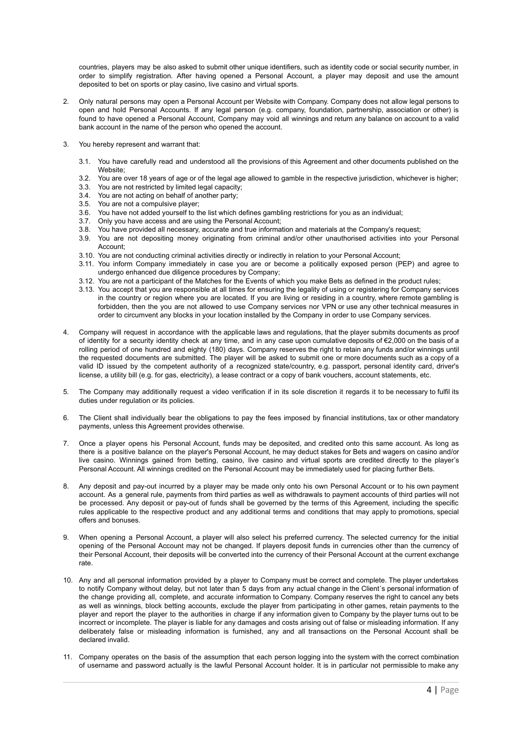countries, players may be also asked to submit other unique identifiers, such as identity code or social security number, in order to simplify registration. After having opened a Personal Account, a player may deposit and use the amount deposited to bet on sports or play casino, live casino and virtual sports.

2. Only natural persons may open a Personal Account per Website with Company. Company does not allow legal persons to open and hold Personal Accounts. If any legal person (e.g. company, foundation, partnership, association or other) is found to have opened a Personal Account, Company may void all winnings and return any balance on account to a valid bank account in the name of the person who opened the account.

3. You hereby represent and warrant that:

   3.1. You have carefully read and understood all the provisions of this Agreement and other documents published on the Website;
   3.2. You are over 18 years of age or of the legal age allowed to gamble in the respective jurisdiction, whichever is higher;
   3.3. You are not restricted by limited legal capacity;
   3.4. You are not acting on behalf of another party;
   3.5. You are not a compulsive player;
   3.6. You have not added yourself to the list which defines gambling restrictions for you as an individual;
   3.7. Only you have access and are using the Personal Account;
   3.8. You have provided all necessary, accurate and true information and materials at the Company's request;
   3.9. You are not depositing money originating from criminal and/or other unauthorised activities into your Personal Account;
   3.10. You are not conducting criminal activities directly or indirectly in relation to your Personal Account;
   3.11. You inform Company immediately in case you are or become a politically exposed person (PEP) and agree to undergo enhanced due diligence procedures by Company;
   3.12. You are not a participant of the Matches for the Events of which you make Bets as defined in the product rules;
   3.13. You accept that you are responsible at all times for ensuring the legality of using or registering for Company services in the country or region where you are located. If you are living or residing in a country, where remote gambling is forbidden, then the you are not allowed to use Company services nor VPN or use any other technical measures in order to circumvent any blocks in your location installed by the Company in order to use Company services.

4. Company will request in accordance with the applicable laws and regulations, that the player submits documents as proof of identity for a security identity check at any time, and in any case upon cumulative deposits of €2,000 on the basis of a rolling period of one hundred and eighty (180) days. Company reserves the right to retain any funds and/or winnings until the requested documents are submitted. The player will be asked to submit one or more documents such as a copy of a valid ID issued by the competent authority of a recognized state/country, e.g. passport, personal identity card, driver's license, a utility bill (e.g. for gas, electricity), a lease contract or a copy of bank vouchers, account statements, etc.

5. The Company may additionally request a video verification if in its sole discretion it regards it to be necessary to fulfil its duties under regulation or its policies.

6. The Client shall individually bear the obligations to pay the fees imposed by financial institutions, tax or other mandatory payments, unless this Agreement provides otherwise.

7. Once a player opens his Personal Account, funds may be deposited, and credited onto this same account. As long as there is a positive balance on the player's Personal Account, he may deduct stakes for Bets and wagers on casino and/or live casino. Winnings gained from betting, casino, live casino and virtual sports are credited directly to the player's Personal Account. All winnings credited on the Personal Account may be immediately used for placing further Bets.

8. Any deposit and pay-out incurred by a player may be made only onto his own Personal Account or to his own payment account. As a general rule, payments from third parties as well as withdrawals to payment accounts of third parties will not be processed. Any deposit or pay-out of funds shall be governed by the terms of this Agreement, including the specific rules applicable to the respective product and any additional terms and conditions that may apply to promotions, special offers and bonuses.

9. When opening a Personal Account, a player will also select his preferred currency. The selected currency for the initial opening of the Personal Account may not be changed. If players deposit funds in currencies other than the currency of their Personal Account, their deposits will be converted into the currency of their Personal Account at the current exchange rate.

10. Any and all personal information provided by a player to Company must be correct and complete. The player undertakes to notify Company without delay, but not later than 5 days from any actual change in the Client´s personal information of the change providing all, complete, and accurate information to Company. Company reserves the right to cancel any bets as well as winnings, block betting accounts, exclude the player from participating in other games, retain payments to the player and report the player to the authorities in charge if any information given to Company by the player turns out to be incorrect or incomplete. The player is liable for any damages and costs arising out of false or misleading information. If any deliberately false or misleading information is furnished, any and all transactions on the Personal Account shall be declared invalid.

11. Company operates on the basis of the assumption that each person logging into the system with the correct combination of username and password actually is the lawful Personal Account holder. It is in particular not permissible to make any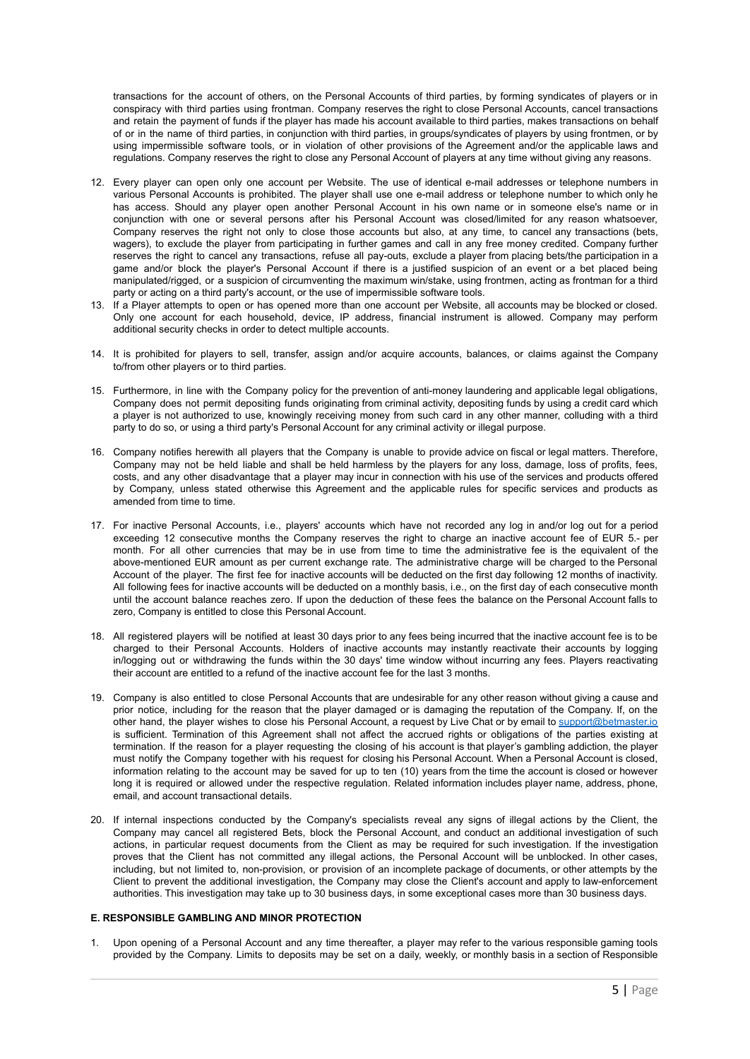transactions for the account of others, on the Personal Accounts of third parties, by forming syndicates of players or in conspiracy with third parties using frontman. Company reserves the right to close Personal Accounts, cancel transactions and retain the payment of funds if the player has made his account available to third parties, makes transactions on behalf of or in the name of third parties, in conjunction with third parties, in groups/syndicates of players by using frontmen, or by using impermissible software tools, or in violation of other provisions of the Agreement and/or the applicable laws and regulations. Company reserves the right to close any Personal Account of players at any time without giving any reasons.

12. Every player can open only one account per Website. The use of identical e-mail addresses or telephone numbers in various Personal Accounts is prohibited. The player shall use one e-mail address or telephone number to which only he has access. Should any player open another Personal Account in his own name or in someone else's name or in conjunction with one or several persons after his Personal Account was closed/limited for any reason whatsoever, Company reserves the right not only to close those accounts but also, at any time, to cancel any transactions (bets, wagers), to exclude the player from participating in further games and call in any free money credited. Company further reserves the right to cancel any transactions, refuse all pay-outs, exclude a player from placing bets/the participation in a game and/or block the player's Personal Account if there is a justified suspicion of an event or a bet placed being manipulated/rigged, or a suspicion of circumventing the maximum win/stake, using frontmen, acting as frontman for a third party or acting on a third party's account, or the use of impermissible software tools.
13. If a Player attempts to open or has opened more than one account per Website, all accounts may be blocked or closed. Only one account for each household, device, IP address, financial instrument is allowed. Company may perform additional security checks in order to detect multiple accounts.
14. It is prohibited for players to sell, transfer, assign and/or acquire accounts, balances, or claims against the Company to/from other players or to third parties.
15. Furthermore, in line with the Company policy for the prevention of anti-money laundering and applicable legal obligations, Company does not permit depositing funds originating from criminal activity, depositing funds by using a credit card which a player is not authorized to use, knowingly receiving money from such card in any other manner, colluding with a third party to do so, or using a third party's Personal Account for any criminal activity or illegal purpose.
16. Company notifies herewith all players that the Company is unable to provide advice on fiscal or legal matters. Therefore, Company may not be held liable and shall be held harmless by the players for any loss, damage, loss of profits, fees, costs, and any other disadvantage that a player may incur in connection with his use of the services and products offered by Company, unless stated otherwise this Agreement and the applicable rules for specific services and products as amended from time to time.
17. For inactive Personal Accounts, i.e., players' accounts which have not recorded any log in and/or log out for a period exceeding 12 consecutive months the Company reserves the right to charge an inactive account fee of EUR 5.- per month. For all other currencies that may be in use from time to time the administrative fee is the equivalent of the above-mentioned EUR amount as per current exchange rate. The administrative charge will be charged to the Personal Account of the player. The first fee for inactive accounts will be deducted on the first day following 12 months of inactivity. All following fees for inactive accounts will be deducted on a monthly basis, i.e., on the first day of each consecutive month until the account balance reaches zero. If upon the deduction of these fees the balance on the Personal Account falls to zero, Company is entitled to close this Personal Account.
18. All registered players will be notified at least 30 days prior to any fees being incurred that the inactive account fee is to be charged to their Personal Accounts. Holders of inactive accounts may instantly reactivate their accounts by logging in/logging out or withdrawing the funds within the 30 days' time window without incurring any fees. Players reactivating their account are entitled to a refund of the inactive account fee for the last 3 months.
19. Company is also entitled to close Personal Accounts that are undesirable for any other reason without giving a cause and prior notice, including for the reason that the player damaged or is damaging the reputation of the Company. If, on the other hand, the player wishes to close his Personal Account, a request by Live Chat or by email to support@betmaster.io is sufficient. Termination of this Agreement shall not affect the accrued rights or obligations of the parties existing at termination. If the reason for a player requesting the closing of his account is that player's gambling addiction, the player must notify the Company together with his request for closing his Personal Account. When a Personal Account is closed, information relating to the account may be saved for up to ten (10) years from the time the account is closed or however long it is required or allowed under the respective regulation. Related information includes player name, address, phone, email, and account transactional details.
20. If internal inspections conducted by the Company's specialists reveal any signs of illegal actions by the Client, the Company may cancel all registered Bets, block the Personal Account, and conduct an additional investigation of such actions, in particular request documents from the Client as may be required for such investigation. If the investigation proves that the Client has not committed any illegal actions, the Personal Account will be unblocked. In other cases, including, but not limited to, non-provision, or provision of an incomplete package of documents, or other attempts by the Client to prevent the additional investigation, the Company may close the Client's account and apply to law-enforcement authorities. This investigation may take up to 30 business days, in some exceptional cases more than 30 business days.

**E. RESPONSIBLE GAMBLING AND MINOR PROTECTION**

1. Upon opening of a Personal Account and any time thereafter, a player may refer to the various responsible gaming tools provided by the Company. Limits to deposits may be set on a daily, weekly, or monthly basis in a section of Responsible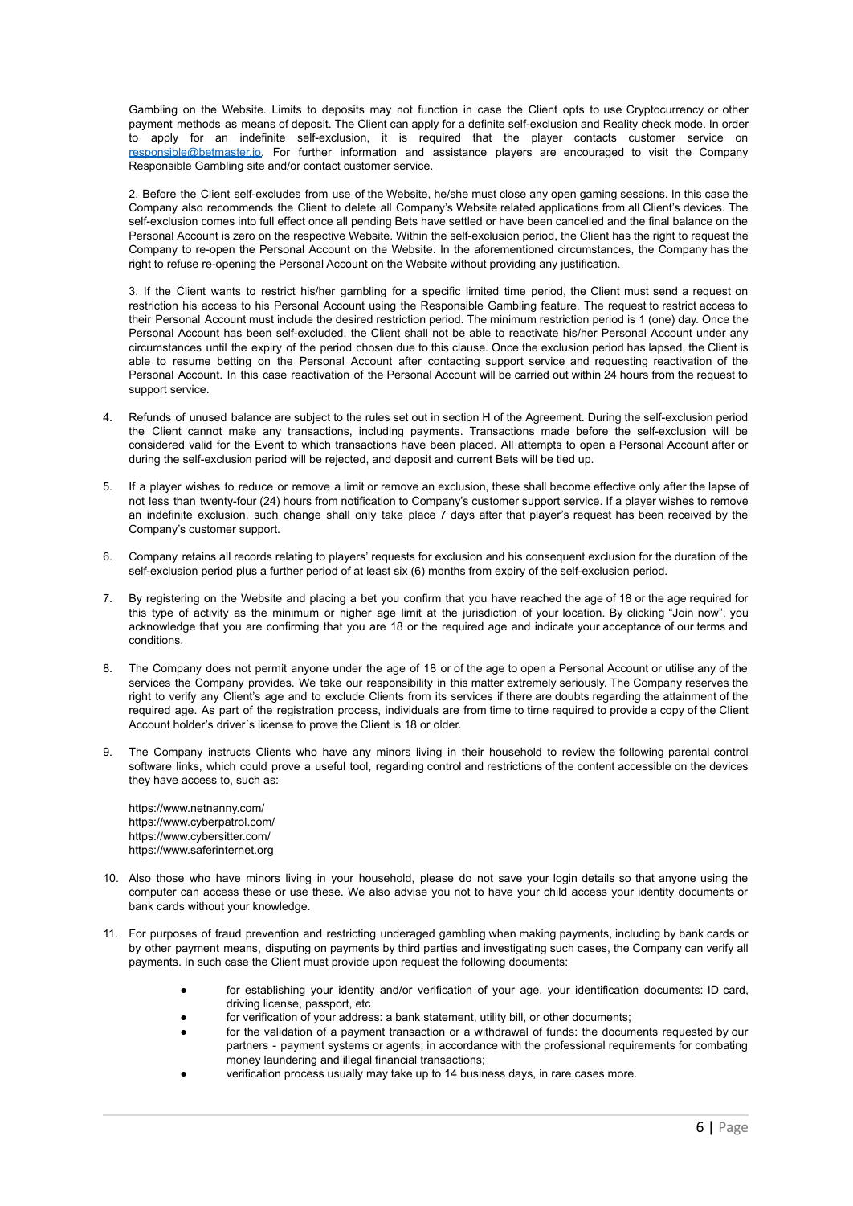Gambling on the Website. Limits to deposits may not function in case the Client opts to use Cryptocurrency or other payment methods as means of deposit. The Client can apply for a definite self-exclusion and Reality check mode. In order to apply for an indefinite self-exclusion, it is required that the player contacts customer service on [responsible@betmaster.io](mailto:responsible@betmaster.io). For further information and assistance players are encouraged to visit the Company Responsible Gambling site and/or contact customer service.

2. Before the Client self-excludes from use of the Website, he/she must close any open gaming sessions. In this case the Company also recommends the Client to delete all Company's Website related applications from all Client's devices. The self-exclusion comes into full effect once all pending Bets have settled or have been cancelled and the final balance on the Personal Account is zero on the respective Website. Within the self-exclusion period, the Client has the right to request the Company to re-open the Personal Account on the Website. In the aforementioned circumstances, the Company has the right to refuse re-opening the Personal Account on the Website without providing any justification.

3. If the Client wants to restrict his/her gambling for a specific limited time period, the Client must send a request on restriction his access to his Personal Account using the Responsible Gambling feature. The request to restrict access to their Personal Account must include the desired restriction period. The minimum restriction period is 1 (one) day. Once the Personal Account has been self-excluded, the Client shall not be able to reactivate his/her Personal Account under any circumstances until the expiry of the period chosen due to this clause. Once the exclusion period has lapsed, the Client is able to resume betting on the Personal Account after contacting support service and requesting reactivation of the Personal Account. In this case reactivation of the Personal Account will be carried out within 24 hours from the request to support service.

4. Refunds of unused balance are subject to the rules set out in section H of the Agreement. During the self-exclusion period the Client cannot make any transactions, including payments. Transactions made before the self-exclusion will be considered valid for the Event to which transactions have been placed. All attempts to open a Personal Account after or during the self-exclusion period will be rejected, and deposit and current Bets will be tied up.

5. If a player wishes to reduce or remove a limit or remove an exclusion, these shall become effective only after the lapse of not less than twenty-four (24) hours from notification to Company's customer support service. If a player wishes to remove an indefinite exclusion, such change shall only take place 7 days after that player's request has been received by the Company's customer support.

6. Company retains all records relating to players' requests for exclusion and his consequent exclusion for the duration of the self-exclusion period plus a further period of at least six (6) months from expiry of the self-exclusion period.

7. By registering on the Website and placing a bet you confirm that you have reached the age of 18 or the age required for this type of activity as the minimum or higher age limit at the jurisdiction of your location. By clicking "Join now", you acknowledge that you are confirming that you are 18 or the required age and indicate your acceptance of our terms and conditions.

8. The Company does not permit anyone under the age of 18 or of the age to open a Personal Account or utilise any of the services the Company provides. We take our responsibility in this matter extremely seriously. The Company reserves the right to verify any Client's age and to exclude Clients from its services if there are doubts regarding the attainment of the required age. As part of the registration process, individuals are from time to time required to provide a copy of the Client Account holder's driver´s license to prove the Client is 18 or older.

9. The Company instructs Clients who have any minors living in their household to review the following parental control software links, which could prove a useful tool, regarding control and restrictions of the content accessible on the devices they have access to, such as:

   https://www.netnanny.com/
   https://www.cyberpatrol.com/
   https://www.cybersitter.com/
   https://www.saferinternet.org

10. Also those who have minors living in your household, please do not save your login details so that anyone using the computer can access these or use these. We also advise you not to have your child access your identity documents or bank cards without your knowledge.

11. For purposes of fraud prevention and restricting underaged gambling when making payments, including by bank cards or by other payment means, disputing on payments by third parties and investigating such cases, the Company can verify all payments. In such case the Client must provide upon request the following documents:

    - for establishing your identity and/or verification of your age, your identification documents: ID card, driving license, passport, etc
    - for verification of your address: a bank statement, utility bill, or other documents;
    - for the validation of a payment transaction or a withdrawal of funds: the documents requested by our partners - payment systems or agents, in accordance with the professional requirements for combating money laundering and illegal financial transactions;
    - verification process usually may take up to 14 business days, in rare cases more.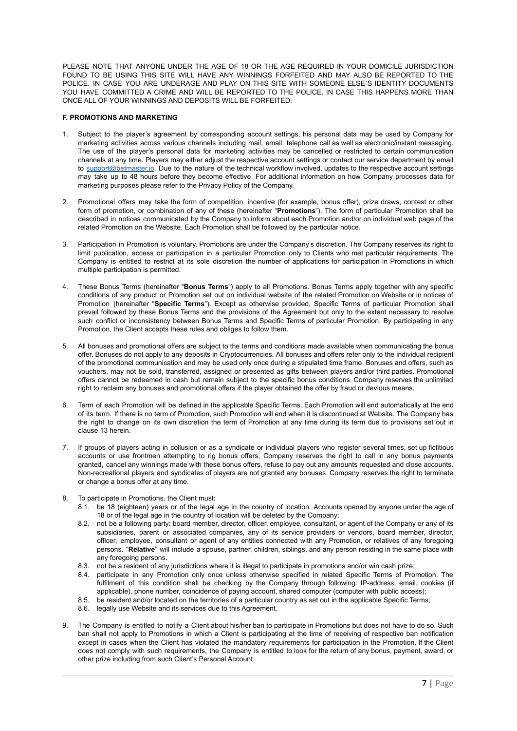PLEASE NOTE THAT ANYONE UNDER THE AGE OF 18 OR THE AGE REQUIRED IN YOUR DOMICILE JURISDICTION FOUND TO BE USING THIS SITE WILL HAVE ANY WINNINGS FORFEITED AND MAY ALSO BE REPORTED TO THE POLICE. IN CASE YOU ARE UNDERAGE AND PLAY ON THIS SITE WITH SOMEONE ELSE´S IDENTITY DOCUMENTS YOU HAVE COMMITTED A CRIME AND WILL BE REPORTED TO THE POLICE. IN CASE THIS HAPPENS MORE THAN ONCE ALL OF YOUR WINNINGS AND DEPOSITS WILL BE FORFEITED.

**F. PROMOTIONS AND MARKETING**

1. Subject to the player's agreement by corresponding account settings, his personal data may be used by Company for marketing activities across various channels including mail, email, telephone call as well as electronic/instant messaging. The use of the player's personal data for marketing activities may be cancelled or restricted to certain communication channels at any time. Players may either adjust the respective account settings or contact our service department by email to support@betmaster.io. Due to the nature of the technical workflow involved, updates to the respective account settings may take up to 48 hours before they become effective. For additional information on how Company processes data for marketing purposes please refer to the Privacy Policy of the Company.

2. Promotional offers may take the form of competition, incentive (for example, bonus offer), prize draws, contest or other form of promotion, or combination of any of these (hereinafter "**Promotions**"). The form of particular Promotion shall be described in notices communicated by the Company to inform about each Promotion and/or on individual web page of the related Promotion on the Website. Each Promotion shall be followed by the particular notice.

3. Participation in Promotion is voluntary. Promotions are under the Company's discretion. The Company reserves its right to limit publication, access or participation in a particular Promotion only to Clients who met particular requirements. The Company is entitled to restrict at its sole discretion the number of applications for participation in Promotions in which multiple participation is permitted.

4. These Bonus Terms (hereinafter "**Bonus Terms**") apply to all Promotions. Bonus Terms apply together with any specific conditions of any product or Promotion set out on individual website of the related Promotion on Website or in notices of Promotion (hereinafter "**Specific Terms**"). Except as otherwise provided, Specific Terms of particular Promotion shall prevail followed by these Bonus Terms and the provisions of the Agreement but only to the extent necessary to resolve such conflict or inconsistency between Bonus Terms and Specific Terms of particular Promotion. By participating in any Promotion, the Client accepts these rules and obliges to follow them.

5. All bonuses and promotional offers are subject to the terms and conditions made available when communicating the bonus offer. Bonuses do not apply to any deposits in Cryptocurrencies. All bonuses and offers refer only to the individual recipient of the promotional communication and may be used only once during a stipulated time frame. Bonuses and offers, such as vouchers, may not be sold, transferred, assigned or presented as gifts between players and/or third parties. Promotional offers cannot be redeemed in cash but remain subject to the specific bonus conditions. Company reserves the unlimited right to reclaim any bonuses and promotional offers if the player obtained the offer by fraud or devious means.

6. Term of each Promotion will be defined in the applicable Specific Terms. Each Promotion will end automatically at the end of its term. If there is no term of Promotion, such Promotion will end when it is discontinued at Website. The Company has the right to change on its own discretion the term of Promotion at any time during its term due to provisions set out in clause 13 herein.

7. If groups of players acting in collusion or as a syndicate or individual players who register several times, set up fictitious accounts or use frontmen attempting to rig bonus offers, Company reserves the right to call in any bonus payments granted, cancel any winnings made with these bonus offers, refuse to pay out any amounts requested and close accounts. Non-recreational players and syndicates of players are not granted any bonuses. Company reserves the right to terminate or change a bonus offer at any time.

8. To participate in Promotions, the Client must:
   - 8.1. be 18 (eighteen) years or of the legal age in the country of location. Accounts opened by anyone under the age of 18 or of the legal age in the country of location will be deleted by the Company;
   - 8.2. not be a following party: board member, director, officer, employee, consultant, or agent of the Company or any of its subsidiaries, parent or associated companies, any of its service providers or vendors, board member, director, officer, employee, consultant or agent of any entities connected with any Promotion, or relatives of any foregoing persons. "**Relative**" will include a spouse, partner, children, siblings, and any person residing in the same place with any foregoing persons.
   - 8.3. not be a resident of any jurisdictions where it is illegal to participate in promotions and/or win cash prize;
   - 8.4. participate in any Promotion only once unless otherwise specified in related Specific Terms of Promotion. The fulfilment of this condition shall be checking by the Company through following: IP-address, email, cookies (if applicable), phone number, coincidence of paying account, shared computer (computer with public access);
   - 8.5. be resident and/or located on the territories of a particular country as set out in the applicable Specific Terms;
   - 8.6. legally use Website and its services due to this Agreement.

9. The Company is entitled to notify a Client about his/her ban to participate in Promotions but does not have to do so. Such ban shall not apply to Promotions in which a Client is participating at the time of receiving of respective ban notification except in cases when the Client has violated the mandatory requirements for participation in the Promotion. If the Client does not comply with such requirements, the Company is entitled to look for the return of any bonus, payment, award, or other prize including from such Client's Personal Account.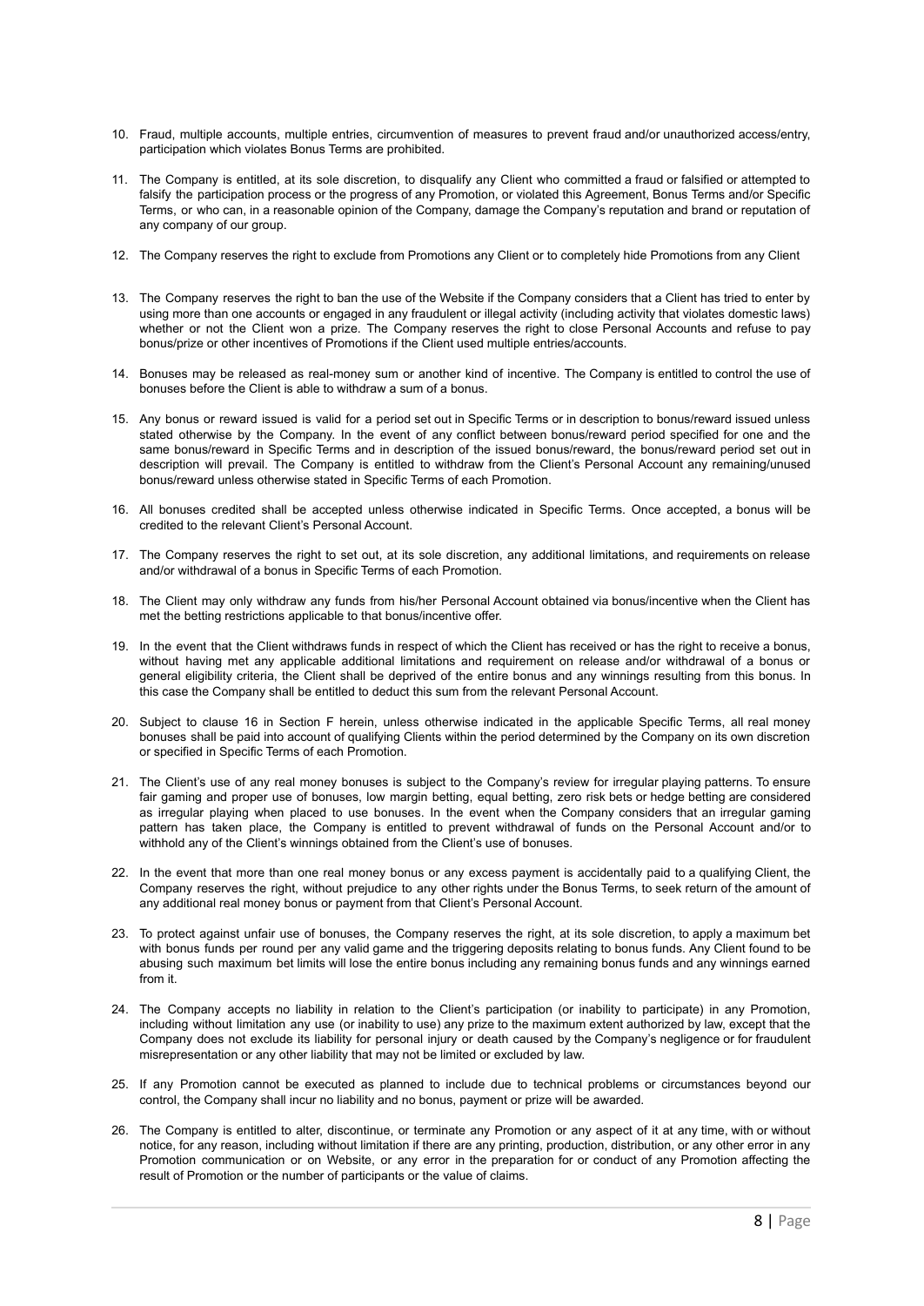10. Fraud, multiple accounts, multiple entries, circumvention of measures to prevent fraud and/or unauthorized access/entry, participation which violates Bonus Terms are prohibited.

11. The Company is entitled, at its sole discretion, to disqualify any Client who committed a fraud or falsified or attempted to falsify the participation process or the progress of any Promotion, or violated this Agreement, Bonus Terms and/or Specific Terms, or who can, in a reasonable opinion of the Company, damage the Company's reputation and brand or reputation of any company of our group.

12. The Company reserves the right to exclude from Promotions any Client or to completely hide Promotions from any Client

13. The Company reserves the right to ban the use of the Website if the Company considers that a Client has tried to enter by using more than one accounts or engaged in any fraudulent or illegal activity (including activity that violates domestic laws) whether or not the Client won a prize. The Company reserves the right to close Personal Accounts and refuse to pay bonus/prize or other incentives of Promotions if the Client used multiple entries/accounts.

14. Bonuses may be released as real-money sum or another kind of incentive. The Company is entitled to control the use of bonuses before the Client is able to withdraw a sum of a bonus.

15. Any bonus or reward issued is valid for a period set out in Specific Terms or in description to bonus/reward issued unless stated otherwise by the Company. In the event of any conflict between bonus/reward period specified for one and the same bonus/reward in Specific Terms and in description of the issued bonus/reward, the bonus/reward period set out in description will prevail. The Company is entitled to withdraw from the Client's Personal Account any remaining/unused bonus/reward unless otherwise stated in Specific Terms of each Promotion.

16. All bonuses credited shall be accepted unless otherwise indicated in Specific Terms. Once accepted, a bonus will be credited to the relevant Client's Personal Account.

17. The Company reserves the right to set out, at its sole discretion, any additional limitations, and requirements on release and/or withdrawal of a bonus in Specific Terms of each Promotion.

18. The Client may only withdraw any funds from his/her Personal Account obtained via bonus/incentive when the Client has met the betting restrictions applicable to that bonus/incentive offer.

19. In the event that the Client withdraws funds in respect of which the Client has received or has the right to receive a bonus, without having met any applicable additional limitations and requirement on release and/or withdrawal of a bonus or general eligibility criteria, the Client shall be deprived of the entire bonus and any winnings resulting from this bonus. In this case the Company shall be entitled to deduct this sum from the relevant Personal Account.

20. Subject to clause 16 in Section F herein, unless otherwise indicated in the applicable Specific Terms, all real money bonuses shall be paid into account of qualifying Clients within the period determined by the Company on its own discretion or specified in Specific Terms of each Promotion.

21. The Client's use of any real money bonuses is subject to the Company's review for irregular playing patterns. To ensure fair gaming and proper use of bonuses, low margin betting, equal betting, zero risk bets or hedge betting are considered as irregular playing when placed to use bonuses. In the event when the Company considers that an irregular gaming pattern has taken place, the Company is entitled to prevent withdrawal of funds on the Personal Account and/or to withhold any of the Client's winnings obtained from the Client's use of bonuses.

22. In the event that more than one real money bonus or any excess payment is accidentally paid to a qualifying Client, the Company reserves the right, without prejudice to any other rights under the Bonus Terms, to seek return of the amount of any additional real money bonus or payment from that Client's Personal Account.

23. To protect against unfair use of bonuses, the Company reserves the right, at its sole discretion, to apply a maximum bet with bonus funds per round per any valid game and the triggering deposits relating to bonus funds. Any Client found to be abusing such maximum bet limits will lose the entire bonus including any remaining bonus funds and any winnings earned from it.

24. The Company accepts no liability in relation to the Client's participation (or inability to participate) in any Promotion, including without limitation any use (or inability to use) any prize to the maximum extent authorized by law, except that the Company does not exclude its liability for personal injury or death caused by the Company's negligence or for fraudulent misrepresentation or any other liability that may not be limited or excluded by law.

25. If any Promotion cannot be executed as planned to include due to technical problems or circumstances beyond our control, the Company shall incur no liability and no bonus, payment or prize will be awarded.

26. The Company is entitled to alter, discontinue, or terminate any Promotion or any aspect of it at any time, with or without notice, for any reason, including without limitation if there are any printing, production, distribution, or any other error in any Promotion communication or on Website, or any error in the preparation for or conduct of any Promotion affecting the result of Promotion or the number of participants or the value of claims.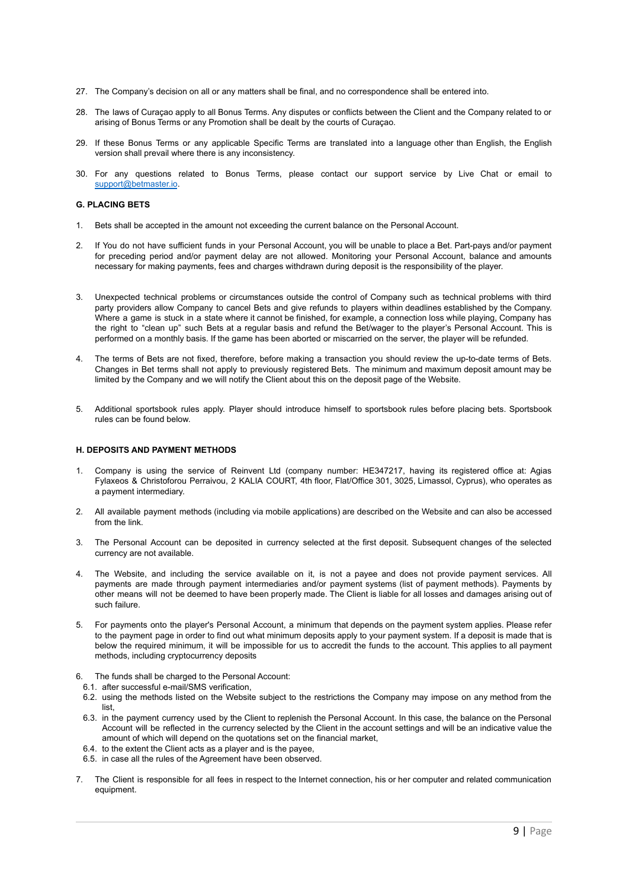27. The Company's decision on all or any matters shall be final, and no correspondence shall be entered into.

28. The laws of Curaçao apply to all Bonus Terms. Any disputes or conflicts between the Client and the Company related to or arising of Bonus Terms or any Promotion shall be dealt by the courts of Curaçao.

29. If these Bonus Terms or any applicable Specific Terms are translated into a language other than English, the English version shall prevail where there is any inconsistency.

30. For any questions related to Bonus Terms, please contact our support service by Live Chat or email to support@betmaster.io.

### G. PLACING BETS

1. Bets shall be accepted in the amount not exceeding the current balance on the Personal Account.

2. If You do not have sufficient funds in your Personal Account, you will be unable to place a Bet. Part-pays and/or payment for preceding period and/or payment delay are not allowed. Monitoring your Personal Account, balance and amounts necessary for making payments, fees and charges withdrawn during deposit is the responsibility of the player.

3. Unexpected technical problems or circumstances outside the control of Company such as technical problems with third party providers allow Company to cancel Bets and give refunds to players within deadlines established by the Company. Where a game is stuck in a state where it cannot be finished, for example, a connection loss while playing, Company has the right to "clean up" such Bets at a regular basis and refund the Bet/wager to the player's Personal Account. This is performed on a monthly basis. If the game has been aborted or miscarried on the server, the player will be refunded.

4. The terms of Bets are not fixed, therefore, before making a transaction you should review the up-to-date terms of Bets. Changes in Bet terms shall not apply to previously registered Bets. The minimum and maximum deposit amount may be limited by the Company and we will notify the Client about this on the deposit page of the Website.

5. Additional sportsbook rules apply. Player should introduce himself to sportsbook rules before placing bets. Sportsbook rules can be found below.

### H. DEPOSITS AND PAYMENT METHODS

1. Company is using the service of Reinvent Ltd (company number: HE347217, having its registered office at: Agias Fylaxeos & Christoforou Perraivou, 2 KALIA COURT, 4th floor, Flat/Office 301, 3025, Limassol, Cyprus), who operates as a payment intermediary.

2. All available payment methods (including via mobile applications) are described on the Website and can also be accessed from the link.

3. The Personal Account can be deposited in currency selected at the first deposit. Subsequent changes of the selected currency are not available.

4. The Website, and including the service available on it, is not a payee and does not provide payment services. All payments are made through payment intermediaries and/or payment systems (list of payment methods). Payments by other means will not be deemed to have been properly made. The Client is liable for all losses and damages arising out of such failure.

5. For payments onto the player's Personal Account, a minimum that depends on the payment system applies. Please refer to the payment page in order to find out what minimum deposits apply to your payment system. If a deposit is made that is below the required minimum, it will be impossible for us to accredit the funds to the account. This applies to all payment methods, including cryptocurrency deposits

6. The funds shall be charged to the Personal Account:
   - 6.1. after successful e-mail/SMS verification,
   - 6.2. using the methods listed on the Website subject to the restrictions the Company may impose on any method from the list,
   - 6.3. in the payment currency used by the Client to replenish the Personal Account. In this case, the balance on the Personal Account will be reflected in the currency selected by the Client in the account settings and will be an indicative value the amount of which will depend on the quotations set on the financial market,
   - 6.4. to the extent the Client acts as a player and is the payee,
   - 6.5. in case all the rules of the Agreement have been observed.

7. The Client is responsible for all fees in respect to the Internet connection, his or her computer and related communication equipment.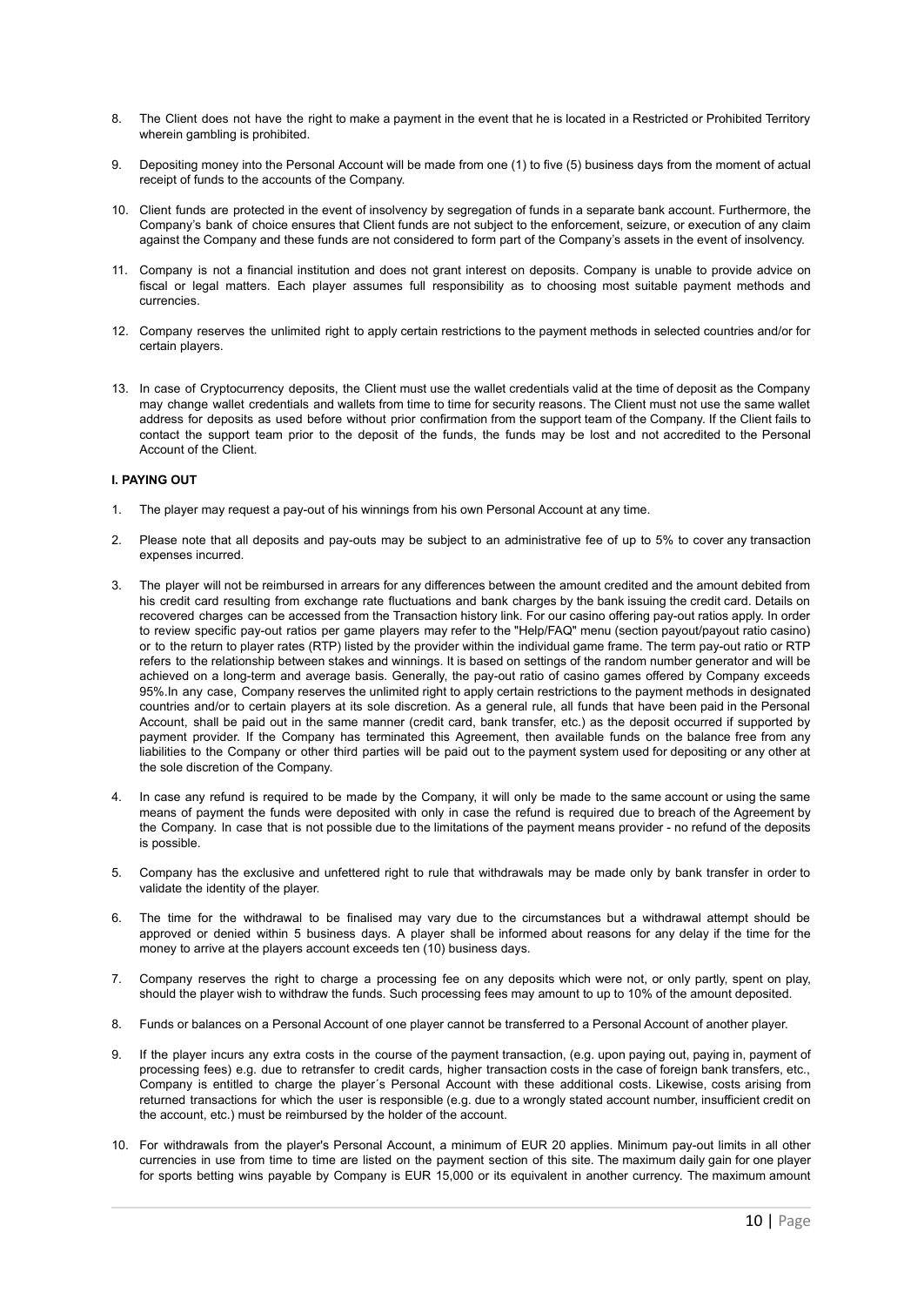8. The Client does not have the right to make a payment in the event that he is located in a Restricted or Prohibited Territory wherein gambling is prohibited.

9. Depositing money into the Personal Account will be made from one (1) to five (5) business days from the moment of actual receipt of funds to the accounts of the Company.

10. Client funds are protected in the event of insolvency by segregation of funds in a separate bank account. Furthermore, the Company's bank of choice ensures that Client funds are not subject to the enforcement, seizure, or execution of any claim against the Company and these funds are not considered to form part of the Company's assets in the event of insolvency.

11. Company is not a financial institution and does not grant interest on deposits. Company is unable to provide advice on fiscal or legal matters. Each player assumes full responsibility as to choosing most suitable payment methods and currencies.

12. Company reserves the unlimited right to apply certain restrictions to the payment methods in selected countries and/or for certain players.

13. In case of Cryptocurrency deposits, the Client must use the wallet credentials valid at the time of deposit as the Company may change wallet credentials and wallets from time to time for security reasons. The Client must not use the same wallet address for deposits as used before without prior confirmation from the support team of the Company. If the Client fails to contact the support team prior to the deposit of the funds, the funds may be lost and not accredited to the Personal Account of the Client.

**I. PAYING OUT**

1. The player may request a pay-out of his winnings from his own Personal Account at any time.

2. Please note that all deposits and pay-outs may be subject to an administrative fee of up to 5% to cover any transaction expenses incurred.

3. The player will not be reimbursed in arrears for any differences between the amount credited and the amount debited from his credit card resulting from exchange rate fluctuations and bank charges by the bank issuing the credit card. Details on recovered charges can be accessed from the Transaction history link. For our casino offering pay-out ratios apply. In order to review specific pay-out ratios per game players may refer to the "Help/FAQ" menu (section payout/payout ratio casino) or to the return to player rates (RTP) listed by the provider within the individual game frame. The term pay-out ratio or RTP refers to the relationship between stakes and winnings. It is based on settings of the random number generator and will be achieved on a long-term and average basis. Generally, the pay-out ratio of casino games offered by Company exceeds 95%.In any case, Company reserves the unlimited right to apply certain restrictions to the payment methods in designated countries and/or to certain players at its sole discretion. As a general rule, all funds that have been paid in the Personal Account, shall be paid out in the same manner (credit card, bank transfer, etc.) as the deposit occurred if supported by payment provider. If the Company has terminated this Agreement, then available funds on the balance free from any liabilities to the Company or other third parties will be paid out to the payment system used for depositing or any other at the sole discretion of the Company.

4. In case any refund is required to be made by the Company, it will only be made to the same account or using the same means of payment the funds were deposited with only in case the refund is required due to breach of the Agreement by the Company. In case that is not possible due to the limitations of the payment means provider - no refund of the deposits is possible.

5. Company has the exclusive and unfettered right to rule that withdrawals may be made only by bank transfer in order to validate the identity of the player.

6. The time for the withdrawal to be finalised may vary due to the circumstances but a withdrawal attempt should be approved or denied within 5 business days. A player shall be informed about reasons for any delay if the time for the money to arrive at the players account exceeds ten (10) business days.

7. Company reserves the right to charge a processing fee on any deposits which were not, or only partly, spent on play, should the player wish to withdraw the funds. Such processing fees may amount to up to 10% of the amount deposited.

8. Funds or balances on a Personal Account of one player cannot be transferred to a Personal Account of another player.

9. If the player incurs any extra costs in the course of the payment transaction, (e.g. upon paying out, paying in, payment of processing fees) e.g. due to retransfer to credit cards, higher transaction costs in the case of foreign bank transfers, etc., Company is entitled to charge the player´s Personal Account with these additional costs. Likewise, costs arising from returned transactions for which the user is responsible (e.g. due to a wrongly stated account number, insufficient credit on the account, etc.) must be reimbursed by the holder of the account.

10. For withdrawals from the player's Personal Account, a minimum of EUR 20 applies. Minimum pay-out limits in all other currencies in use from time to time are listed on the payment section of this site. The maximum daily gain for one player for sports betting wins payable by Company is EUR 15,000 or its equivalent in another currency. The maximum amount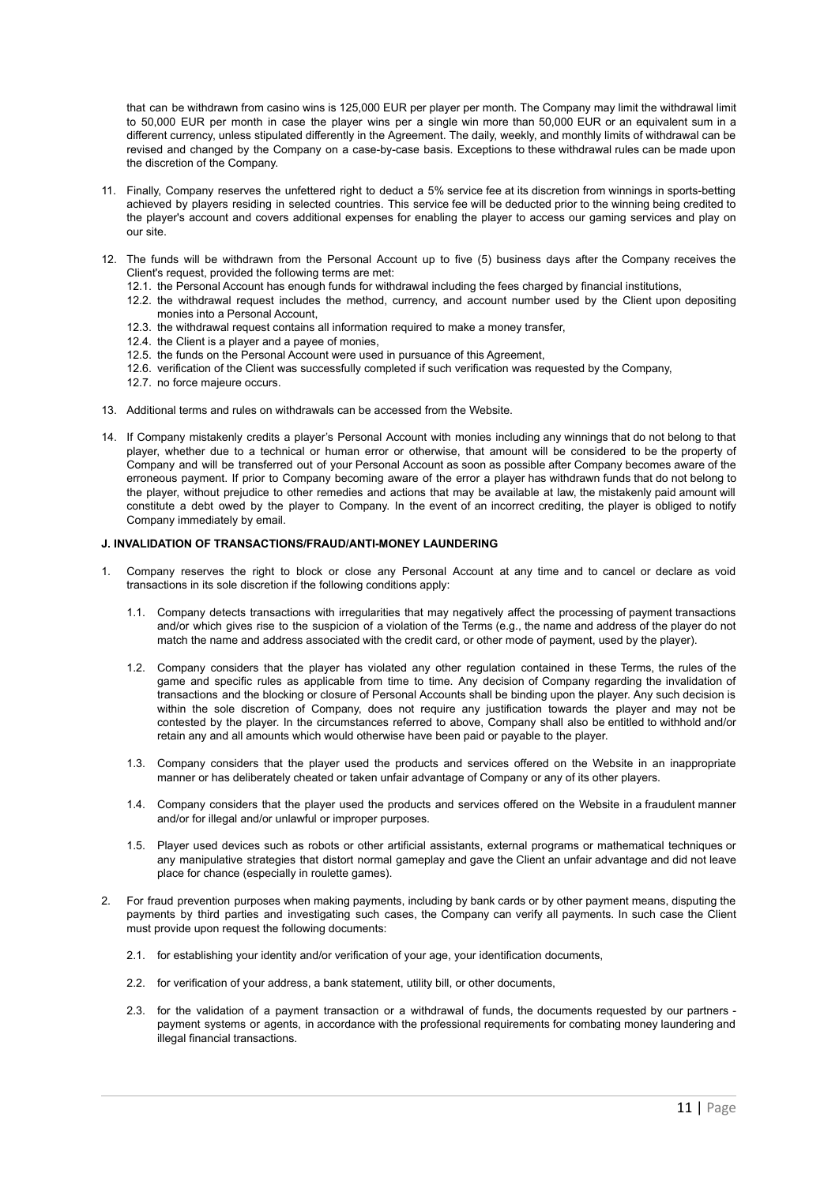that can be withdrawn from casino wins is 125,000 EUR per player per month. The Company may limit the withdrawal limit to 50,000 EUR per month in case the player wins per a single win more than 50,000 EUR or an equivalent sum in a different currency, unless stipulated differently in the Agreement. The daily, weekly, and monthly limits of withdrawal can be revised and changed by the Company on a case-by-case basis. Exceptions to these withdrawal rules can be made upon the discretion of the Company.

11. Finally, Company reserves the unfettered right to deduct a 5% service fee at its discretion from winnings in sports-betting achieved by players residing in selected countries. This service fee will be deducted prior to the winning being credited to the player's account and covers additional expenses for enabling the player to access our gaming services and play on our site.

12. The funds will be withdrawn from the Personal Account up to five (5) business days after the Company receives the Client's request, provided the following terms are met:
    12.1. the Personal Account has enough funds for withdrawal including the fees charged by financial institutions,
    12.2. the withdrawal request includes the method, currency, and account number used by the Client upon depositing monies into a Personal Account,
    12.3. the withdrawal request contains all information required to make a money transfer,
    12.4. the Client is a player and a payee of monies,
    12.5. the funds on the Personal Account were used in pursuance of this Agreement,
    12.6. verification of the Client was successfully completed if such verification was requested by the Company,
    12.7. no force majeure occurs.

13. Additional terms and rules on withdrawals can be accessed from the Website.

14. If Company mistakenly credits a player's Personal Account with monies including any winnings that do not belong to that player, whether due to a technical or human error or otherwise, that amount will be considered to be the property of Company and will be transferred out of your Personal Account as soon as possible after Company becomes aware of the erroneous payment. If prior to Company becoming aware of the error a player has withdrawn funds that do not belong to the player, without prejudice to other remedies and actions that may be available at law, the mistakenly paid amount will constitute a debt owed by the player to Company. In the event of an incorrect crediting, the player is obliged to notify Company immediately by email.

**J. INVALIDATION OF TRANSACTIONS/FRAUD/ANTI-MONEY LAUNDERING**

1. Company reserves the right to block or close any Personal Account at any time and to cancel or declare as void transactions in its sole discretion if the following conditions apply:

    1.1. Company detects transactions with irregularities that may negatively affect the processing of payment transactions and/or which gives rise to the suspicion of a violation of the Terms (e.g., the name and address of the player do not match the name and address associated with the credit card, or other mode of payment, used by the player).

    1.2. Company considers that the player has violated any other regulation contained in these Terms, the rules of the game and specific rules as applicable from time to time. Any decision of Company regarding the invalidation of transactions and the blocking or closure of Personal Accounts shall be binding upon the player. Any such decision is within the sole discretion of Company, does not require any justification towards the player and may not be contested by the player. In the circumstances referred to above, Company shall also be entitled to withhold and/or retain any and all amounts which would otherwise have been paid or payable to the player.

    1.3. Company considers that the player used the products and services offered on the Website in an inappropriate manner or has deliberately cheated or taken unfair advantage of Company or any of its other players.

    1.4. Company considers that the player used the products and services offered on the Website in a fraudulent manner and/or for illegal and/or unlawful or improper purposes.

    1.5. Player used devices such as robots or other artificial assistants, external programs or mathematical techniques or any manipulative strategies that distort normal gameplay and gave the Client an unfair advantage and did not leave place for chance (especially in roulette games).

2. For fraud prevention purposes when making payments, including by bank cards or by other payment means, disputing the payments by third parties and investigating such cases, the Company can verify all payments. In such case the Client must provide upon request the following documents:

    2.1. for establishing your identity and/or verification of your age, your identification documents,

    2.2. for verification of your address, a bank statement, utility bill, or other documents,

    2.3. for the validation of a payment transaction or a withdrawal of funds, the documents requested by our partners - payment systems or agents, in accordance with the professional requirements for combating money laundering and illegal financial transactions.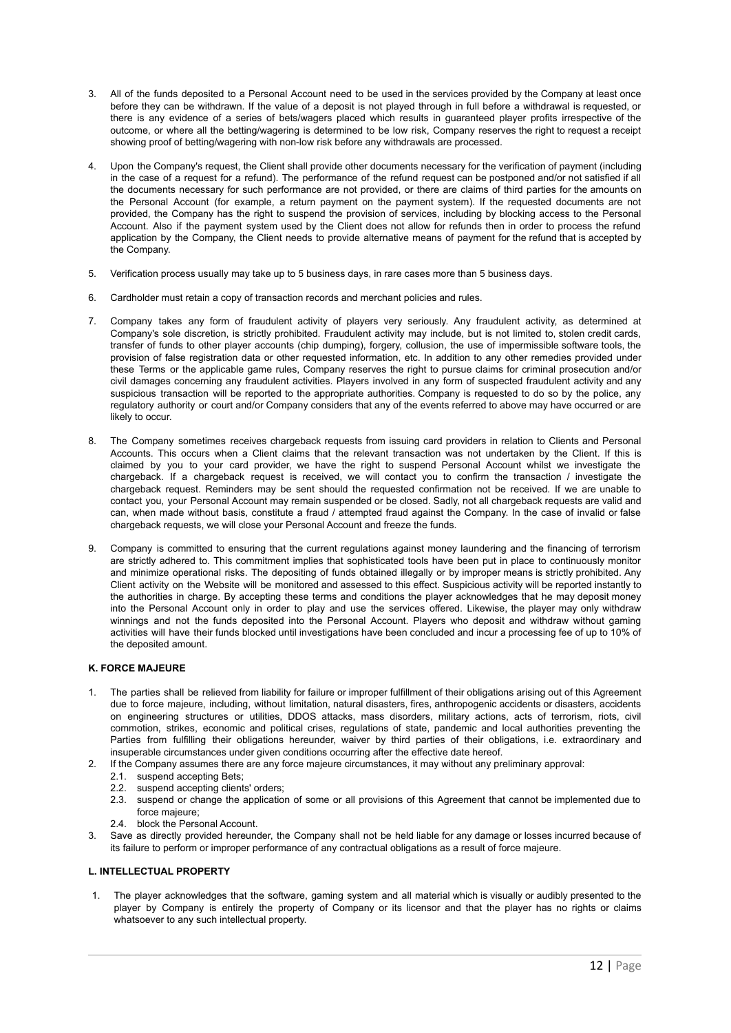3. All of the funds deposited to a Personal Account need to be used in the services provided by the Company at least once before they can be withdrawn. If the value of a deposit is not played through in full before a withdrawal is requested, or there is any evidence of a series of bets/wagers placed which results in guaranteed player profits irrespective of the outcome, or where all the betting/wagering is determined to be low risk, Company reserves the right to request a receipt showing proof of betting/wagering with non-low risk before any withdrawals are processed.

4. Upon the Company's request, the Client shall provide other documents necessary for the verification of payment (including in the case of a request for a refund). The performance of the refund request can be postponed and/or not satisfied if all the documents necessary for such performance are not provided, or there are claims of third parties for the amounts on the Personal Account (for example, a return payment on the payment system). If the requested documents are not provided, the Company has the right to suspend the provision of services, including by blocking access to the Personal Account. Also if the payment system used by the Client does not allow for refunds then in order to process the refund application by the Company, the Client needs to provide alternative means of payment for the refund that is accepted by the Company.

5. Verification process usually may take up to 5 business days, in rare cases more than 5 business days.

6. Cardholder must retain a copy of transaction records and merchant policies and rules.

7. Company takes any form of fraudulent activity of players very seriously. Any fraudulent activity, as determined at Company's sole discretion, is strictly prohibited. Fraudulent activity may include, but is not limited to, stolen credit cards, transfer of funds to other player accounts (chip dumping), forgery, collusion, the use of impermissible software tools, the provision of false registration data or other requested information, etc. In addition to any other remedies provided under these Terms or the applicable game rules, Company reserves the right to pursue claims for criminal prosecution and/or civil damages concerning any fraudulent activities. Players involved in any form of suspected fraudulent activity and any suspicious transaction will be reported to the appropriate authorities. Company is requested to do so by the police, any regulatory authority or court and/or Company considers that any of the events referred to above may have occurred or are likely to occur.

8. The Company sometimes receives chargeback requests from issuing card providers in relation to Clients and Personal Accounts. This occurs when a Client claims that the relevant transaction was not undertaken by the Client. If this is claimed by you to your card provider, we have the right to suspend Personal Account whilst we investigate the chargeback. If a chargeback request is received, we will contact you to confirm the transaction / investigate the chargeback request. Reminders may be sent should the requested confirmation not be received. If we are unable to contact you, your Personal Account may remain suspended or be closed. Sadly, not all chargeback requests are valid and can, when made without basis, constitute a fraud / attempted fraud against the Company. In the case of invalid or false chargeback requests, we will close your Personal Account and freeze the funds.

9. Company is committed to ensuring that the current regulations against money laundering and the financing of terrorism are strictly adhered to. This commitment implies that sophisticated tools have been put in place to continuously monitor and minimize operational risks. The depositing of funds obtained illegally or by improper means is strictly prohibited. Any Client activity on the Website will be monitored and assessed to this effect. Suspicious activity will be reported instantly to the authorities in charge. By accepting these terms and conditions the player acknowledges that he may deposit money into the Personal Account only in order to play and use the services offered. Likewise, the player may only withdraw winnings and not the funds deposited into the Personal Account. Players who deposit and withdraw without gaming activities will have their funds blocked until investigations have been concluded and incur a processing fee of up to 10% of the deposited amount.

**K. FORCE MAJEURE**

1. The parties shall be relieved from liability for failure or improper fulfillment of their obligations arising out of this Agreement due to force majeure, including, without limitation, natural disasters, fires, anthropogenic accidents or disasters, accidents on engineering structures or utilities, DDOS attacks, mass disorders, military actions, acts of terrorism, riots, civil commotion, strikes, economic and political crises, regulations of state, pandemic and local authorities preventing the Parties from fulfilling their obligations hereunder, waiver by third parties of their obligations, i.e. extraordinary and insuperable circumstances under given conditions occurring after the effective date hereof.
2. If the Company assumes there are any force majeure circumstances, it may without any preliminary approval:
   - 2.1. suspend accepting Bets;
   - 2.2. suspend accepting clients' orders;
   - 2.3. suspend or change the application of some or all provisions of this Agreement that cannot be implemented due to force majeure;
   - 2.4. block the Personal Account.
3. Save as directly provided hereunder, the Company shall not be held liable for any damage or losses incurred because of its failure to perform or improper performance of any contractual obligations as a result of force majeure.

**L. INTELLECTUAL PROPERTY**

1. The player acknowledges that the software, gaming system and all material which is visually or audibly presented to the player by Company is entirely the property of Company or its licensor and that the player has no rights or claims whatsoever to any such intellectual property.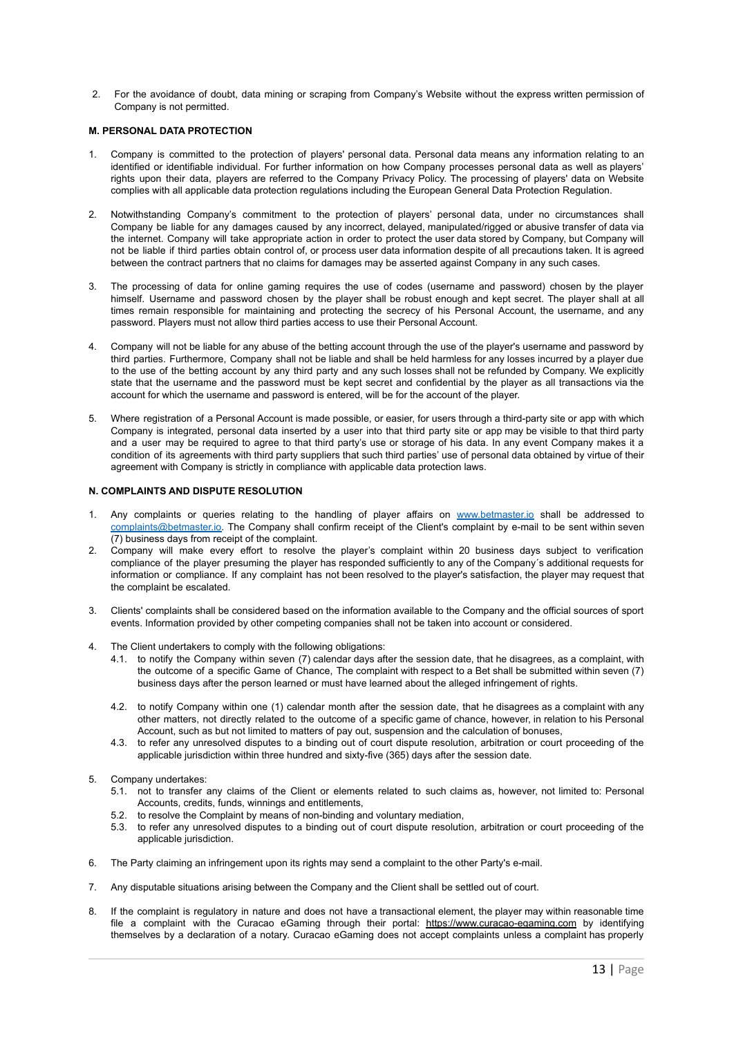2. For the avoidance of doubt, data mining or scraping from Company's Website without the express written permission of Company is not permitted.

**M. PERSONAL DATA PROTECTION**

1. Company is committed to the protection of players' personal data. Personal data means any information relating to an identified or identifiable individual. For further information on how Company processes personal data as well as players' rights upon their data, players are referred to the Company Privacy Policy. The processing of players' data on Website complies with all applicable data protection regulations including the European General Data Protection Regulation.

2. Notwithstanding Company's commitment to the protection of players' personal data, under no circumstances shall Company be liable for any damages caused by any incorrect, delayed, manipulated/rigged or abusive transfer of data via the internet. Company will take appropriate action in order to protect the user data stored by Company, but Company will not be liable if third parties obtain control of, or process user data information despite of all precautions taken. It is agreed between the contract partners that no claims for damages may be asserted against Company in any such cases.

3. The processing of data for online gaming requires the use of codes (username and password) chosen by the player himself. Username and password chosen by the player shall be robust enough and kept secret. The player shall at all times remain responsible for maintaining and protecting the secrecy of his Personal Account, the username, and any password. Players must not allow third parties access to use their Personal Account.

4. Company will not be liable for any abuse of the betting account through the use of the player's username and password by third parties. Furthermore, Company shall not be liable and shall be held harmless for any losses incurred by a player due to the use of the betting account by any third party and any such losses shall not be refunded by Company. We explicitly state that the username and the password must be kept secret and confidential by the player as all transactions via the account for which the username and password is entered, will be for the account of the player.

5. Where registration of a Personal Account is made possible, or easier, for users through a third-party site or app with which Company is integrated, personal data inserted by a user into that third party site or app may be visible to that third party and a user may be required to agree to that third party's use or storage of his data. In any event Company makes it a condition of its agreements with third party suppliers that such third parties' use of personal data obtained by virtue of their agreement with Company is strictly in compliance with applicable data protection laws.

**N. COMPLAINTS AND DISPUTE RESOLUTION**

1. Any complaints or queries relating to the handling of player affairs on [www.betmaster.io](http://www.betmaster.io) shall be addressed to [complaints@betmaster.io](mailto:complaints@betmaster.io). The Company shall confirm receipt of the Client's complaint by e-mail to be sent within seven (7) business days from receipt of the complaint.
2. Company will make every effort to resolve the player's complaint within 20 business days subject to verification compliance of the player presuming the player has responded sufficiently to any of the Company´s additional requests for information or compliance. If any complaint has not been resolved to the player's satisfaction, the player may request that the complaint be escalated.

3. Clients' complaints shall be considered based on the information available to the Company and the official sources of sport events. Information provided by other competing companies shall not be taken into account or considered.

4. The Client undertakers to comply with the following obligations:
   4.1. to notify the Company within seven (7) calendar days after the session date, that he disagrees, as a complaint, with the outcome of a specific Game of Chance, The complaint with respect to a Bet shall be submitted within seven (7) business days after the person learned or must have learned about the alleged infringement of rights.

   4.2. to notify Company within one (1) calendar month after the session date, that he disagrees as a complaint with any other matters, not directly related to the outcome of a specific game of chance, however, in relation to his Personal Account, such as but not limited to matters of pay out, suspension and the calculation of bonuses,
   4.3. to refer any unresolved disputes to a binding out of court dispute resolution, arbitration or court proceeding of the applicable jurisdiction within three hundred and sixty-five (365) days after the session date.

5. Company undertakes:
   5.1. not to transfer any claims of the Client or elements related to such claims as, however, not limited to: Personal Accounts, credits, funds, winnings and entitlements,
   5.2. to resolve the Complaint by means of non-binding and voluntary mediation,
   5.3. to refer any unresolved disputes to a binding out of court dispute resolution, arbitration or court proceeding of the applicable jurisdiction.

6. The Party claiming an infringement upon its rights may send a complaint to the other Party's e-mail.

7. Any disputable situations arising between the Company and the Client shall be settled out of court.

8. If the complaint is regulatory in nature and does not have a transactional element, the player may within reasonable time file a complaint with the Curacao eGaming through their portal: https://www.curacao-egaming.com by identifying themselves by a declaration of a notary. Curacao eGaming does not accept complaints unless a complaint has properly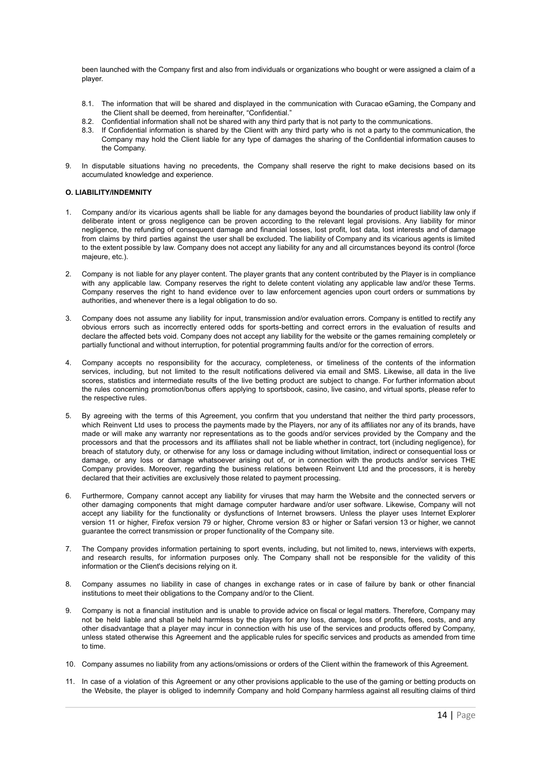been launched with the Company first and also from individuals or organizations who bought or were assigned a claim of a player.

8.1. The information that will be shared and displayed in the communication with Curacao eGaming, the Company and the Client shall be deemed, from hereinafter, "Confidential."
8.2. Confidential information shall not be shared with any third party that is not party to the communications.
8.3. If Confidential information is shared by the Client with any third party who is not a party to the communication, the Company may hold the Client liable for any type of damages the sharing of the Confidential information causes to the Company.

9. In disputable situations having no precedents, the Company shall reserve the right to make decisions based on its accumulated knowledge and experience.

**O. LIABILITY/INDEMNITY**

1. Company and/or its vicarious agents shall be liable for any damages beyond the boundaries of product liability law only if deliberate intent or gross negligence can be proven according to the relevant legal provisions. Any liability for minor negligence, the refunding of consequent damage and financial losses, lost profit, lost data, lost interests and of damage from claims by third parties against the user shall be excluded. The liability of Company and its vicarious agents is limited to the extent possible by law. Company does not accept any liability for any and all circumstances beyond its control (force majeure, etc.).

2. Company is not liable for any player content. The player grants that any content contributed by the Player is in compliance with any applicable law. Company reserves the right to delete content violating any applicable law and/or these Terms. Company reserves the right to hand evidence over to law enforcement agencies upon court orders or summations by authorities, and whenever there is a legal obligation to do so.

3. Company does not assume any liability for input, transmission and/or evaluation errors. Company is entitled to rectify any obvious errors such as incorrectly entered odds for sports-betting and correct errors in the evaluation of results and declare the affected bets void. Company does not accept any liability for the website or the games remaining completely or partially functional and without interruption, for potential programming faults and/or for the correction of errors.

4. Company accepts no responsibility for the accuracy, completeness, or timeliness of the contents of the information services, including, but not limited to the result notifications delivered via email and SMS. Likewise, all data in the live scores, statistics and intermediate results of the live betting product are subject to change. For further information about the rules concerning promotion/bonus offers applying to sportsbook, casino, live casino, and virtual sports, please refer to the respective rules.

5. By agreeing with the terms of this Agreement, you confirm that you understand that neither the third party processors, which Reinvent Ltd uses to process the payments made by the Players, nor any of its affiliates nor any of its brands, have made or will make any warranty nor representations as to the goods and/or services provided by the Company and the processors and that the processors and its affiliates shall not be liable whether in contract, tort (including negligence), for breach of statutory duty, or otherwise for any loss or damage including without limitation, indirect or consequential loss or damage, or any loss or damage whatsoever arising out of, or in connection with the products and/or services THE Company provides. Moreover, regarding the business relations between Reinvent Ltd and the processors, it is hereby declared that their activities are exclusively those related to payment processing.

6. Furthermore, Company cannot accept any liability for viruses that may harm the Website and the connected servers or other damaging components that might damage computer hardware and/or user software. Likewise, Company will not accept any liability for the functionality or dysfunctions of Internet browsers. Unless the player uses Internet Explorer version 11 or higher, Firefox version 79 or higher, Chrome version 83 or higher or Safari version 13 or higher, we cannot guarantee the correct transmission or proper functionality of the Company site.

7. The Company provides information pertaining to sport events, including, but not limited to, news, interviews with experts, and research results, for information purposes only. The Company shall not be responsible for the validity of this information or the Client's decisions relying on it.

8. Company assumes no liability in case of changes in exchange rates or in case of failure by bank or other financial institutions to meet their obligations to the Company and/or to the Client.

9. Company is not a financial institution and is unable to provide advice on fiscal or legal matters. Therefore, Company may not be held liable and shall be held harmless by the players for any loss, damage, loss of profits, fees, costs, and any other disadvantage that a player may incur in connection with his use of the services and products offered by Company, unless stated otherwise this Agreement and the applicable rules for specific services and products as amended from time to time.

10. Company assumes no liability from any actions/omissions or orders of the Client within the framework of this Agreement.

11. In case of a violation of this Agreement or any other provisions applicable to the use of the gaming or betting products on the Website, the player is obliged to indemnify Company and hold Company harmless against all resulting claims of third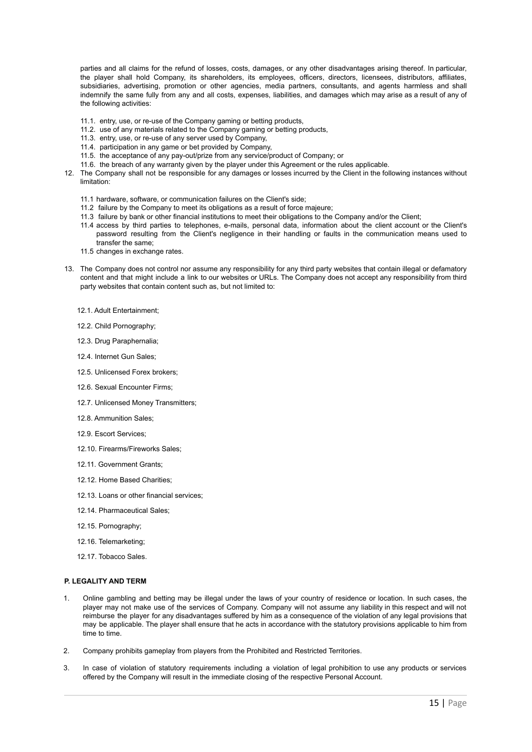parties and all claims for the refund of losses, costs, damages, or any other disadvantages arising thereof. In particular, the player shall hold Company, its shareholders, its employees, officers, directors, licensees, distributors, affiliates, subsidiaries, advertising, promotion or other agencies, media partners, consultants, and agents harmless and shall indemnify the same fully from any and all costs, expenses, liabilities, and damages which may arise as a result of any of the following activities:

11.1. entry, use, or re-use of the Company gaming or betting products,
11.2. use of any materials related to the Company gaming or betting products,
11.3. entry, use, or re-use of any server used by Company,
11.4. participation in any game or bet provided by Company,
11.5. the acceptance of any pay-out/prize from any service/product of Company; or
11.6. the breach of any warranty given by the player under this Agreement or the rules applicable.

12. The Company shall not be responsible for any damages or losses incurred by the Client in the following instances without limitation:

11.1 hardware, software, or communication failures on the Client's side;
11.2 failure by the Company to meet its obligations as a result of force majeure;
11.3 failure by bank or other financial institutions to meet their obligations to the Company and/or the Client;
11.4 access by third parties to telephones, e-mails, personal data, information about the client account or the Client's password resulting from the Client's negligence in their handling or faults in the communication means used to transfer the same;
11.5 changes in exchange rates.

13. The Company does not control nor assume any responsibility for any third party websites that contain illegal or defamatory content and that might include a link to our websites or URLs. The Company does not accept any responsibility from third party websites that contain content such as, but not limited to:

12.1. Adult Entertainment;

12.2. Child Pornography;

12.3. Drug Paraphernalia;

12.4. Internet Gun Sales;

12.5. Unlicensed Forex brokers;

12.6. Sexual Encounter Firms;

12.7. Unlicensed Money Transmitters;

12.8. Ammunition Sales;

12.9. Escort Services;

12.10. Firearms/Fireworks Sales;

12.11. Government Grants;

12.12. Home Based Charities;

12.13. Loans or other financial services;

12.14. Pharmaceutical Sales;

12.15. Pornography;

12.16. Telemarketing;

12.17. Tobacco Sales.

**P. LEGALITY AND TERM**

1. Online gambling and betting may be illegal under the laws of your country of residence or location. In such cases, the player may not make use of the services of Company. Company will not assume any liability in this respect and will not reimburse the player for any disadvantages suffered by him as a consequence of the violation of any legal provisions that may be applicable. The player shall ensure that he acts in accordance with the statutory provisions applicable to him from time to time.

2. Company prohibits gameplay from players from the Prohibited and Restricted Territories.

3. In case of violation of statutory requirements including a violation of legal prohibition to use any products or services offered by the Company will result in the immediate closing of the respective Personal Account.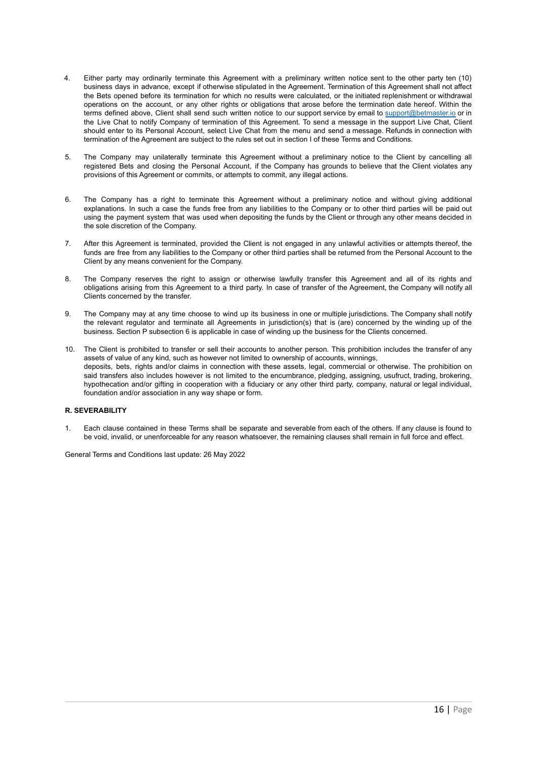4. Either party may ordinarily terminate this Agreement with a preliminary written notice sent to the other party ten (10) business days in advance, except if otherwise stipulated in the Agreement. Termination of this Agreement shall not affect the Bets opened before its termination for which no results were calculated, or the initiated replenishment or withdrawal operations on the account, or any other rights or obligations that arose before the termination date hereof. Within the terms defined above, Client shall send such written notice to our support service by email to support@betmaster.io or in the Live Chat to notify Company of termination of this Agreement. To send a message in the support Live Chat, Client should enter to its Personal Account, select Live Chat from the menu and send a message. Refunds in connection with termination of the Agreement are subject to the rules set out in section I of these Terms and Conditions.

5. The Company may unilaterally terminate this Agreement without a preliminary notice to the Client by cancelling all registered Bets and closing the Personal Account, if the Company has grounds to believe that the Client violates any provisions of this Agreement or commits, or attempts to commit, any illegal actions.

6. The Company has a right to terminate this Agreement without a preliminary notice and without giving additional explanations. In such a case the funds free from any liabilities to the Company or to other third parties will be paid out using the payment system that was used when depositing the funds by the Client or through any other means decided in the sole discretion of the Company.

7. After this Agreement is terminated, provided the Client is not engaged in any unlawful activities or attempts thereof, the funds are free from any liabilities to the Company or other third parties shall be returned from the Personal Account to the Client by any means convenient for the Company.

8. The Company reserves the right to assign or otherwise lawfully transfer this Agreement and all of its rights and obligations arising from this Agreement to a third party. In case of transfer of the Agreement, the Company will notify all Clients concerned by the transfer.

9. The Company may at any time choose to wind up its business in one or multiple jurisdictions. The Company shall notify the relevant regulator and terminate all Agreements in jurisdiction(s) that is (are) concerned by the winding up of the business. Section P subsection 6 is applicable in case of winding up the business for the Clients concerned.

10. The Client is prohibited to transfer or sell their accounts to another person. This prohibition includes the transfer of any assets of value of any kind, such as however not limited to ownership of accounts, winnings, deposits, bets, rights and/or claims in connection with these assets, legal, commercial or otherwise. The prohibition on said transfers also includes however is not limited to the encumbrance, pledging, assigning, usufruct, trading, brokering, hypothecation and/or gifting in cooperation with a fiduciary or any other third party, company, natural or legal individual, foundation and/or association in any way shape or form.

**R. SEVERABILITY**

1. Each clause contained in these Terms shall be separate and severable from each of the others. If any clause is found to be void, invalid, or unenforceable for any reason whatsoever, the remaining clauses shall remain in full force and effect.

General Terms and Conditions last update: 26 May 2022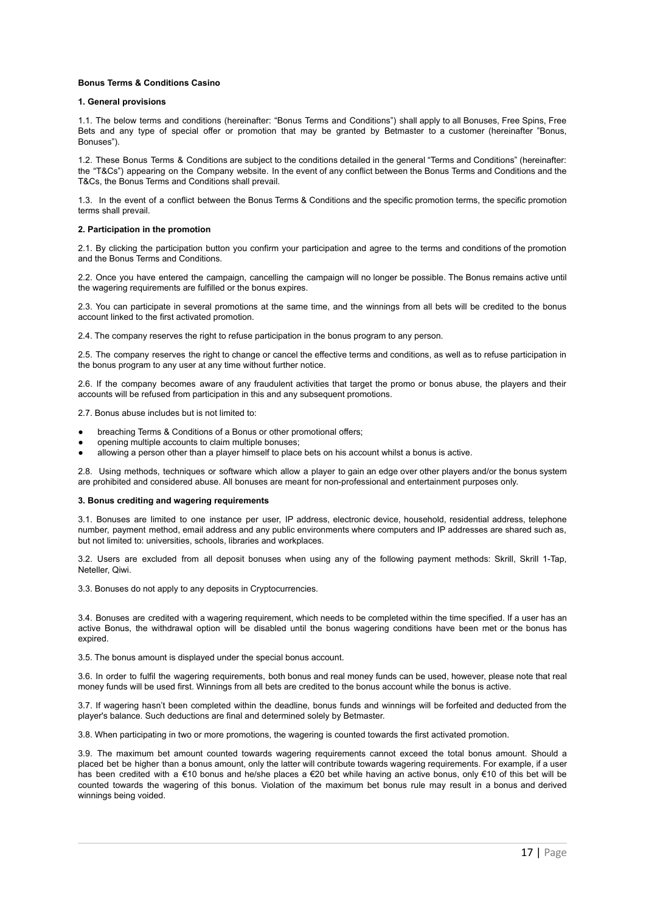**Bonus Terms & Conditions Casino**

**1. General provisions**

1.1. The below terms and conditions (hereinafter: "Bonus Terms and Conditions") shall apply to all Bonuses, Free Spins, Free Bets and any type of special offer or promotion that may be granted by Betmaster to a customer (hereinafter "Bonus, Bonuses").

1.2. These Bonus Terms & Conditions are subject to the conditions detailed in the general "Terms and Conditions" (hereinafter: the "T&Cs") appearing on the Company website. In the event of any conflict between the Bonus Terms and Conditions and the T&Cs, the Bonus Terms and Conditions shall prevail.

1.3. In the event of a conflict between the Bonus Terms & Conditions and the specific promotion terms, the specific promotion terms shall prevail.

**2. Participation in the promotion**

2.1. By clicking the participation button you confirm your participation and agree to the terms and conditions of the promotion and the Bonus Terms and Conditions.

2.2. Once you have entered the campaign, cancelling the campaign will no longer be possible. The Bonus remains active until the wagering requirements are fulfilled or the bonus expires.

2.3. You can participate in several promotions at the same time, and the winnings from all bets will be credited to the bonus account linked to the first activated promotion.

2.4. The company reserves the right to refuse participation in the bonus program to any person.

2.5. The company reserves the right to change or cancel the effective terms and conditions, as well as to refuse participation in the bonus program to any user at any time without further notice.

2.6. If the company becomes aware of any fraudulent activities that target the promo or bonus abuse, the players and their accounts will be refused from participation in this and any subsequent promotions.

2.7. Bonus abuse includes but is not limited to:

- breaching Terms & Conditions of a Bonus or other promotional offers;
- opening multiple accounts to claim multiple bonuses;
- allowing a person other than a player himself to place bets on his account whilst a bonus is active.

2.8. Using methods, techniques or software which allow a player to gain an edge over other players and/or the bonus system are prohibited and considered abuse. All bonuses are meant for non-professional and entertainment purposes only.

**3. Bonus crediting and wagering requirements**

3.1. Bonuses are limited to one instance per user, IP address, electronic device, household, residential address, telephone number, payment method, email address and any public environments where computers and IP addresses are shared such as, but not limited to: universities, schools, libraries and workplaces.

3.2. Users are excluded from all deposit bonuses when using any of the following payment methods: Skrill, Skrill 1-Tap, Neteller, Qiwi.

3.3. Bonuses do not apply to any deposits in Cryptocurrencies.

3.4. Bonuses are credited with a wagering requirement, which needs to be completed within the time specified. If a user has an active Bonus, the withdrawal option will be disabled until the bonus wagering conditions have been met or the bonus has expired.

3.5. The bonus amount is displayed under the special bonus account.

3.6. In order to fulfil the wagering requirements, both bonus and real money funds can be used, however, please note that real money funds will be used first. Winnings from all bets are credited to the bonus account while the bonus is active.

3.7. If wagering hasn't been completed within the deadline, bonus funds and winnings will be forfeited and deducted from the player's balance. Such deductions are final and determined solely by Betmaster.

3.8. When participating in two or more promotions, the wagering is counted towards the first activated promotion.

3.9. The maximum bet amount counted towards wagering requirements cannot exceed the total bonus amount. Should a placed bet be higher than a bonus amount, only the latter will contribute towards wagering requirements. For example, if a user has been credited with a €10 bonus and he/she places a €20 bet while having an active bonus, only €10 of this bet will be counted towards the wagering of this bonus. Violation of the maximum bet bonus rule may result in a bonus and derived winnings being voided.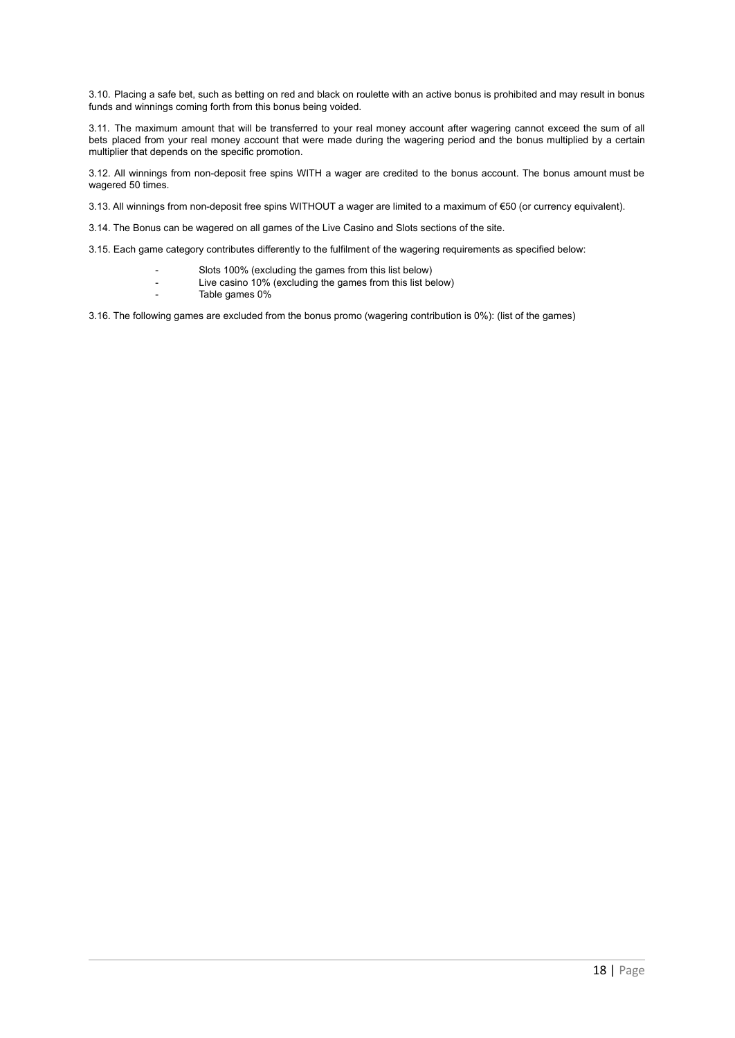3.10. Placing a safe bet, such as betting on red and black on roulette with an active bonus is prohibited and may result in bonus funds and winnings coming forth from this bonus being voided.

3.11. The maximum amount that will be transferred to your real money account after wagering cannot exceed the sum of all bets placed from your real money account that were made during the wagering period and the bonus multiplied by a certain multiplier that depends on the specific promotion.

3.12. All winnings from non-deposit free spins WITH a wager are credited to the bonus account. The bonus amount must be wagered 50 times.

3.13. All winnings from non-deposit free spins WITHOUT a wager are limited to a maximum of €50 (or currency equivalent).

3.14. The Bonus can be wagered on all games of the Live Casino and Slots sections of the site.

3.15. Each game category contributes differently to the fulfilment of the wagering requirements as specified below:

- Slots 100% (excluding the games from this list below)
- Live casino 10% (excluding the games from this list below)
- Table games 0%

3.16. The following games are excluded from the bonus promo (wagering contribution is 0%): (list of the games)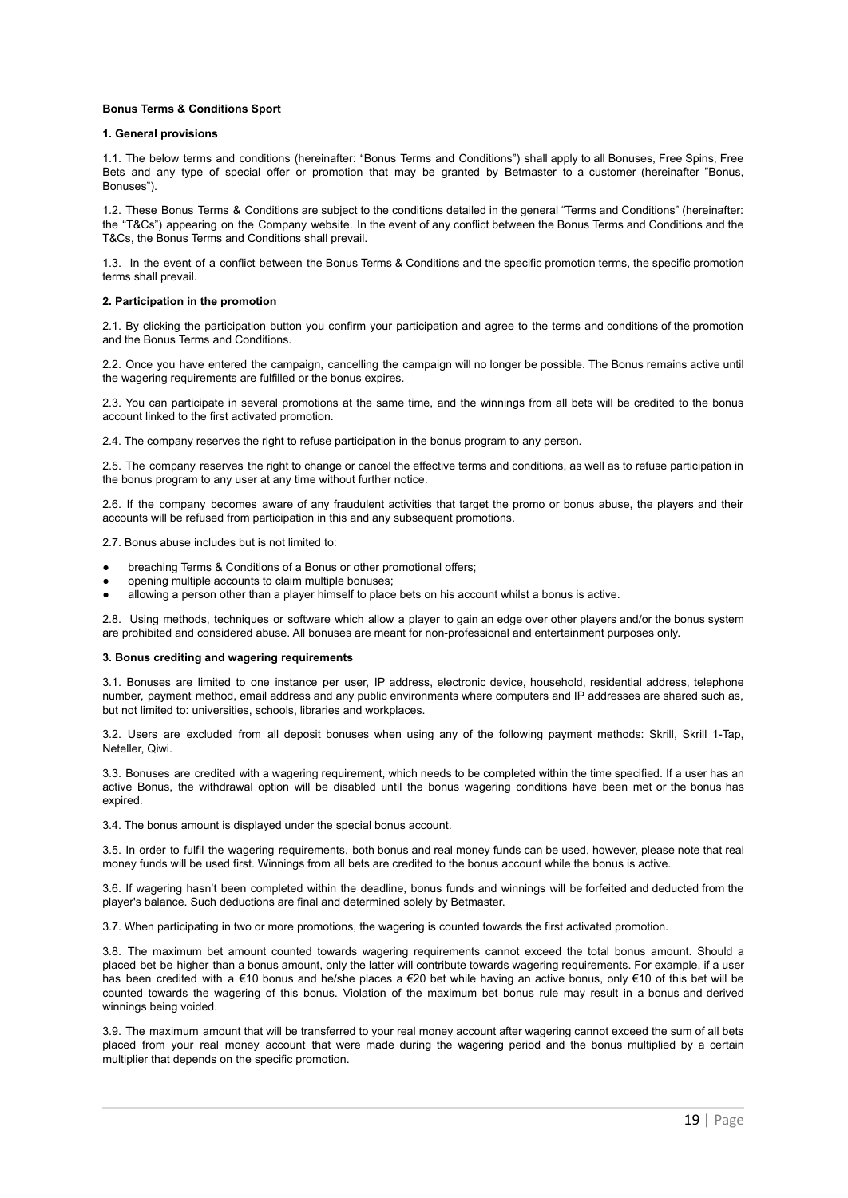**Bonus Terms & Conditions Sport**

**1. General provisions**

1.1. The below terms and conditions (hereinafter: "Bonus Terms and Conditions") shall apply to all Bonuses, Free Spins, Free Bets and any type of special offer or promotion that may be granted by Betmaster to a customer (hereinafter "Bonus, Bonuses").

1.2. These Bonus Terms & Conditions are subject to the conditions detailed in the general "Terms and Conditions" (hereinafter: the "T&Cs") appearing on the Company website. In the event of any conflict between the Bonus Terms and Conditions and the T&Cs, the Bonus Terms and Conditions shall prevail.

1.3. In the event of a conflict between the Bonus Terms & Conditions and the specific promotion terms, the specific promotion terms shall prevail.

**2. Participation in the promotion**

2.1. By clicking the participation button you confirm your participation and agree to the terms and conditions of the promotion and the Bonus Terms and Conditions.

2.2. Once you have entered the campaign, cancelling the campaign will no longer be possible. The Bonus remains active until the wagering requirements are fulfilled or the bonus expires.

2.3. You can participate in several promotions at the same time, and the winnings from all bets will be credited to the bonus account linked to the first activated promotion.

2.4. The company reserves the right to refuse participation in the bonus program to any person.

2.5. The company reserves the right to change or cancel the effective terms and conditions, as well as to refuse participation in the bonus program to any user at any time without further notice.

2.6. If the company becomes aware of any fraudulent activities that target the promo or bonus abuse, the players and their accounts will be refused from participation in this and any subsequent promotions.

2.7. Bonus abuse includes but is not limited to:

- breaching Terms & Conditions of a Bonus or other promotional offers;
- opening multiple accounts to claim multiple bonuses;
- allowing a person other than a player himself to place bets on his account whilst a bonus is active.

2.8. Using methods, techniques or software which allow a player to gain an edge over other players and/or the bonus system are prohibited and considered abuse. All bonuses are meant for non-professional and entertainment purposes only.

**3. Bonus crediting and wagering requirements**

3.1. Bonuses are limited to one instance per user, IP address, electronic device, household, residential address, telephone number, payment method, email address and any public environments where computers and IP addresses are shared such as, but not limited to: universities, schools, libraries and workplaces.

3.2. Users are excluded from all deposit bonuses when using any of the following payment methods: Skrill, Skrill 1-Tap, Neteller, Qiwi.

3.3. Bonuses are credited with a wagering requirement, which needs to be completed within the time specified. If a user has an active Bonus, the withdrawal option will be disabled until the bonus wagering conditions have been met or the bonus has expired.

3.4. The bonus amount is displayed under the special bonus account.

3.5. In order to fulfil the wagering requirements, both bonus and real money funds can be used, however, please note that real money funds will be used first. Winnings from all bets are credited to the bonus account while the bonus is active.

3.6. If wagering hasn't been completed within the deadline, bonus funds and winnings will be forfeited and deducted from the player's balance. Such deductions are final and determined solely by Betmaster.

3.7. When participating in two or more promotions, the wagering is counted towards the first activated promotion.

3.8. The maximum bet amount counted towards wagering requirements cannot exceed the total bonus amount. Should a placed bet be higher than a bonus amount, only the latter will contribute towards wagering requirements. For example, if a user has been credited with a €10 bonus and he/she places a €20 bet while having an active bonus, only €10 of this bet will be counted towards the wagering of this bonus. Violation of the maximum bet bonus rule may result in a bonus and derived winnings being voided.

3.9. The maximum amount that will be transferred to your real money account after wagering cannot exceed the sum of all bets placed from your real money account that were made during the wagering period and the bonus multiplied by a certain multiplier that depends on the specific promotion.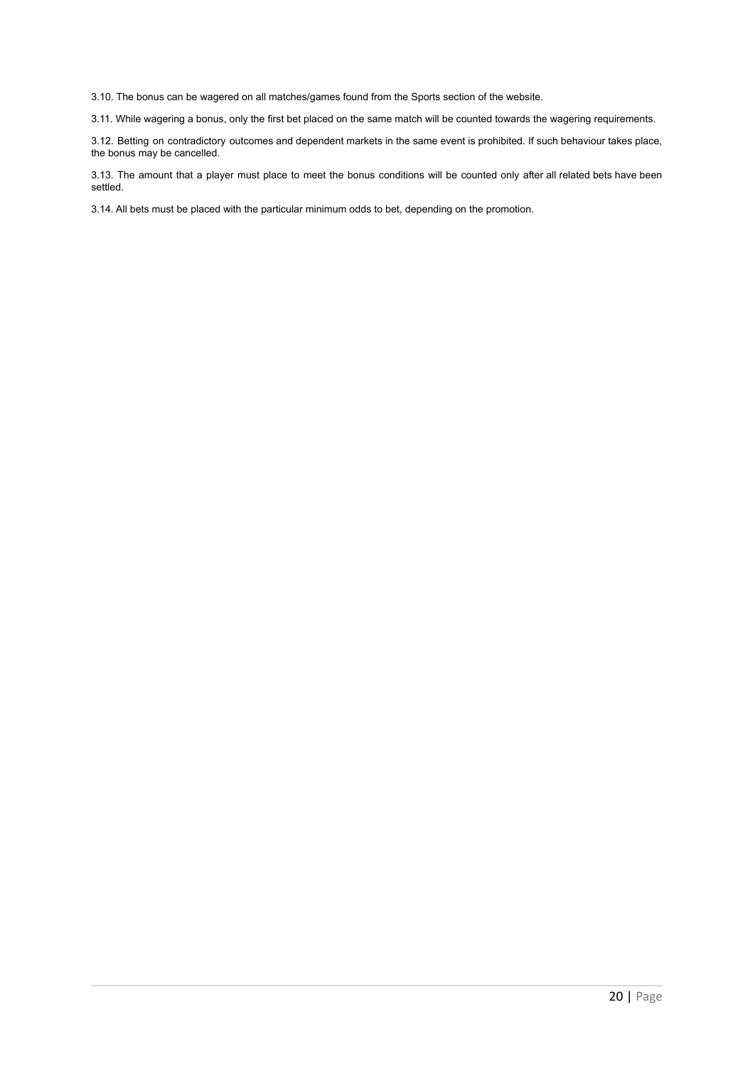3.10. The bonus can be wagered on all matches/games found from the Sports section of the website.

3.11. While wagering a bonus, only the first bet placed on the same match will be counted towards the wagering requirements.

3.12. Betting on contradictory outcomes and dependent markets in the same event is prohibited. If such behaviour takes place, the bonus may be cancelled.

3.13. The amount that a player must place to meet the bonus conditions will be counted only after all related bets have been settled.

3.14. All bets must be placed with the particular minimum odds to bet, depending on the promotion.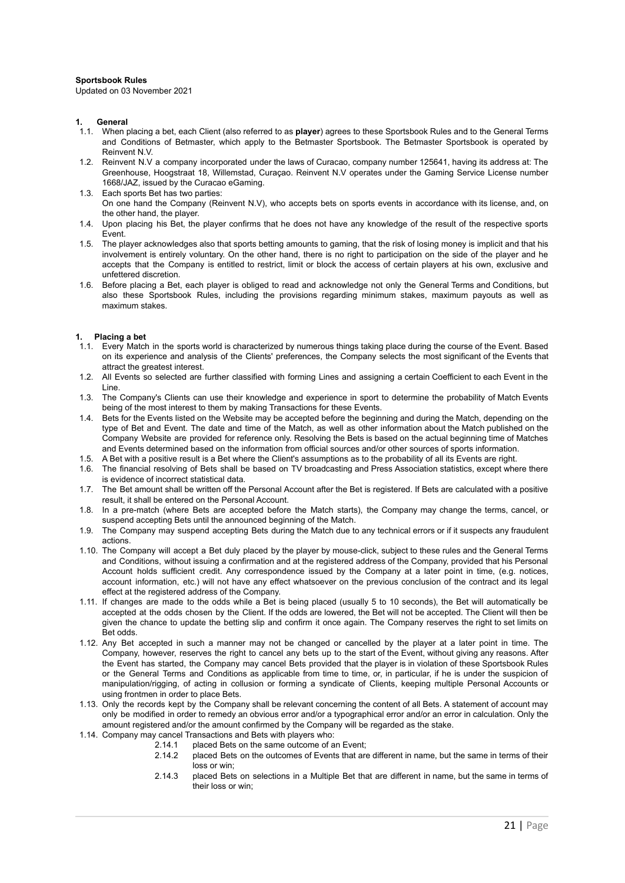**Sportsbook Rules**

Updated on 03 November 2021

## 1. General

1.1. When placing a bet, each Client (also referred to as **player**) agrees to these Sportsbook Rules and to the General Terms and Conditions of Betmaster, which apply to the Betmaster Sportsbook. The Betmaster Sportsbook is operated by Reinvent N.V.

1.2. Reinvent N.V a company incorporated under the laws of Curacao, company number 125641, having its address at: The Greenhouse, Hoogstraat 18, Willemstad, Curaçao. Reinvent N.V operates under the Gaming Service License number 1668/JAZ, issued by the Curacao eGaming.

1.3. Each sports Bet has two parties:
On one hand the Company (Reinvent N.V), who accepts bets on sports events in accordance with its license, and, on the other hand, the player.

1.4. Upon placing his Bet, the player confirms that he does not have any knowledge of the result of the respective sports Event.

1.5. The player acknowledges also that sports betting amounts to gaming, that the risk of losing money is implicit and that his involvement is entirely voluntary. On the other hand, there is no right to participation on the side of the player and he accepts that the Company is entitled to restrict, limit or block the access of certain players at his own, exclusive and unfettered discretion.

1.6. Before placing a Bet, each player is obliged to read and acknowledge not only the General Terms and Conditions, but also these Sportsbook Rules, including the provisions regarding minimum stakes, maximum payouts as well as maximum stakes.

## 1. Placing a bet

1.1. Every Match in the sports world is characterized by numerous things taking place during the course of the Event. Based on its experience and analysis of the Clients' preferences, the Company selects the most significant of the Events that attract the greatest interest.

1.2. All Events so selected are further classified with forming Lines and assigning a certain Coefficient to each Event in the Line.

1.3. The Company's Clients can use their knowledge and experience in sport to determine the probability of Match Events being of the most interest to them by making Transactions for these Events.

1.4. Bets for the Events listed on the Website may be accepted before the beginning and during the Match, depending on the type of Bet and Event. The date and time of the Match, as well as other information about the Match published on the Company Website are provided for reference only. Resolving the Bets is based on the actual beginning time of Matches and Events determined based on the information from official sources and/or other sources of sports information.

1.5. A Bet with a positive result is a Bet where the Client's assumptions as to the probability of all its Events are right.

1.6. The financial resolving of Bets shall be based on TV broadcasting and Press Association statistics, except where there is evidence of incorrect statistical data.

1.7. The Bet amount shall be written off the Personal Account after the Bet is registered. If Bets are calculated with a positive result, it shall be entered on the Personal Account.

1.8. In a pre-match (where Bets are accepted before the Match starts), the Company may change the terms, cancel, or suspend accepting Bets until the announced beginning of the Match.

1.9. The Company may suspend accepting Bets during the Match due to any technical errors or if it suspects any fraudulent actions.

1.10. The Company will accept a Bet duly placed by the player by mouse-click, subject to these rules and the General Terms and Conditions, without issuing a confirmation and at the registered address of the Company, provided that his Personal Account holds sufficient credit. Any correspondence issued by the Company at a later point in time, (e.g. notices, account information, etc.) will not have any effect whatsoever on the previous conclusion of the contract and its legal effect at the registered address of the Company.

1.11. If changes are made to the odds while a Bet is being placed (usually 5 to 10 seconds), the Bet will automatically be accepted at the odds chosen by the Client. If the odds are lowered, the Bet will not be accepted. The Client will then be given the chance to update the betting slip and confirm it once again. The Company reserves the right to set limits on Bet odds.

1.12. Any Bet accepted in such a manner may not be changed or cancelled by the player at a later point in time. The Company, however, reserves the right to cancel any bets up to the start of the Event, without giving any reasons. After the Event has started, the Company may cancel Bets provided that the player is in violation of these Sportsbook Rules or the General Terms and Conditions as applicable from time to time, or, in particular, if he is under the suspicion of manipulation/rigging, of acting in collusion or forming a syndicate of Clients, keeping multiple Personal Accounts or using frontmen in order to place Bets.

1.13. Only the records kept by the Company shall be relevant concerning the content of all Bets. A statement of account may only be modified in order to remedy an obvious error and/or a typographical error and/or an error in calculation. Only the amount registered and/or the amount confirmed by the Company will be regarded as the stake.

1.14. Company may cancel Transactions and Bets with players who:

- 2.14.1 placed Bets on the same outcome of an Event;
- 2.14.2 placed Bets on the outcomes of Events that are different in name, but the same in terms of their loss or win;
- 2.14.3 placed Bets on selections in a Multiple Bet that are different in name, but the same in terms of their loss or win;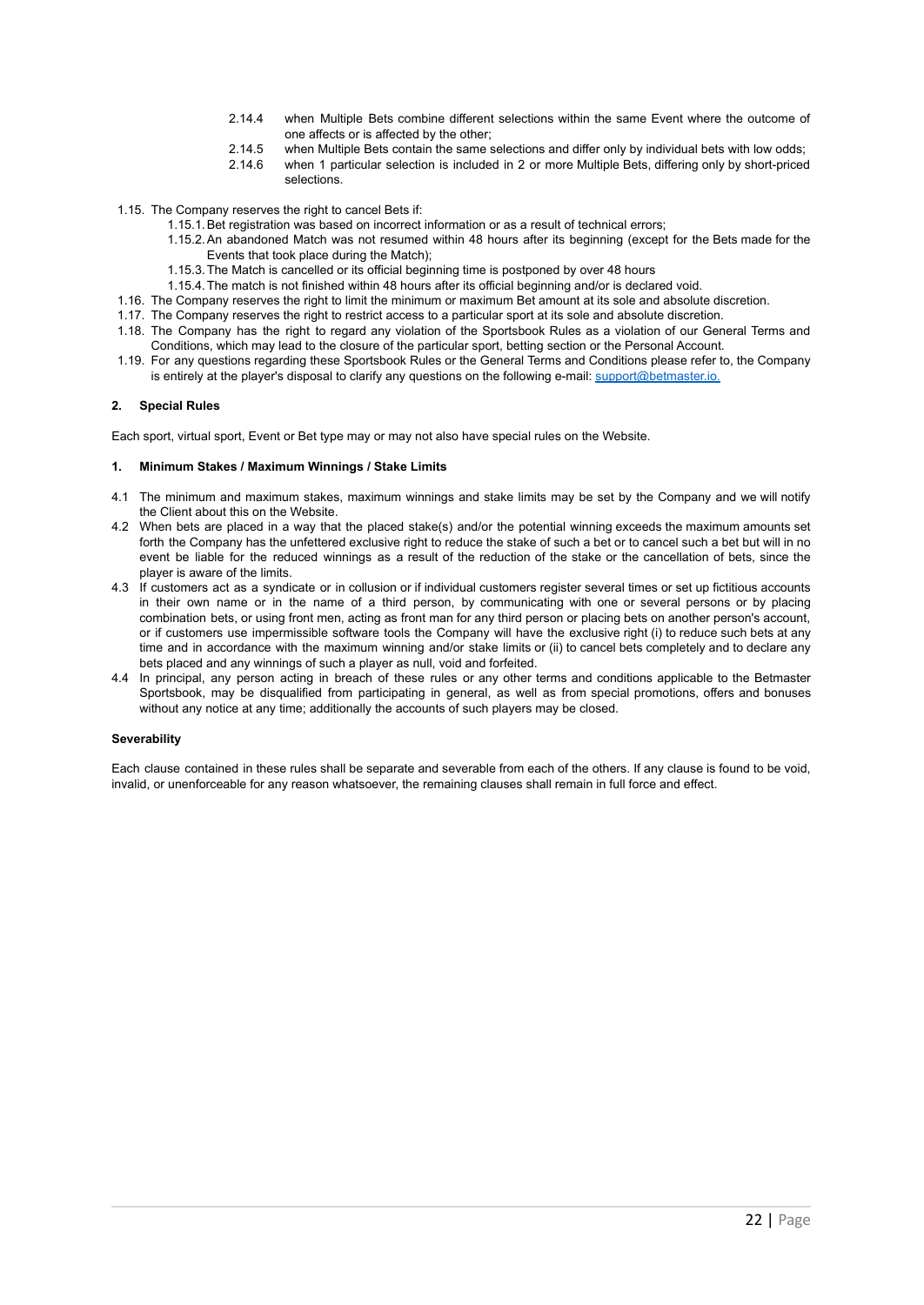- 2.14.4 when Multiple Bets combine different selections within the same Event where the outcome of one affects or is affected by the other;
- 2.14.5 when Multiple Bets contain the same selections and differ only by individual bets with low odds;
- 2.14.6 when 1 particular selection is included in 2 or more Multiple Bets, differing only by short-priced selections.

1.15. The Company reserves the right to cancel Bets if:

- 1.15.1. Bet registration was based on incorrect information or as a result of technical errors;
- 1.15.2. An abandoned Match was not resumed within 48 hours after its beginning (except for the Bets made for the Events that took place during the Match);
- 1.15.3. The Match is cancelled or its official beginning time is postponed by over 48 hours
- 1.15.4. The match is not finished within 48 hours after its official beginning and/or is declared void.

1.16. The Company reserves the right to limit the minimum or maximum Bet amount at its sole and absolute discretion.

1.17. The Company reserves the right to restrict access to a particular sport at its sole and absolute discretion.

1.18. The Company has the right to regard any violation of the Sportsbook Rules as a violation of our General Terms and Conditions, which may lead to the closure of the particular sport, betting section or the Personal Account.

1.19. For any questions regarding these Sportsbook Rules or the General Terms and Conditions please refer to, the Company is entirely at the player's disposal to clarify any questions on the following e-mail: support@betmaster.io.

**2. Special Rules**

Each sport, virtual sport, Event or Bet type may or may not also have special rules on the Website.

**1. Minimum Stakes / Maximum Winnings / Stake Limits**

4.1 The minimum and maximum stakes, maximum winnings and stake limits may be set by the Company and we will notify the Client about this on the Website.

4.2 When bets are placed in a way that the placed stake(s) and/or the potential winning exceeds the maximum amounts set forth the Company has the unfettered exclusive right to reduce the stake of such a bet or to cancel such a bet but will in no event be liable for the reduced winnings as a result of the reduction of the stake or the cancellation of bets, since the player is aware of the limits.

4.3 If customers act as a syndicate or in collusion or if individual customers register several times or set up fictitious accounts in their own name or in the name of a third person, by communicating with one or several persons or by placing combination bets, or using front men, acting as front man for any third person or placing bets on another person's account, or if customers use impermissible software tools the Company will have the exclusive right (i) to reduce such bets at any time and in accordance with the maximum winning and/or stake limits or (ii) to cancel bets completely and to declare any bets placed and any winnings of such a player as null, void and forfeited.

4.4 In principal, any person acting in breach of these rules or any other terms and conditions applicable to the Betmaster Sportsbook, may be disqualified from participating in general, as well as from special promotions, offers and bonuses without any notice at any time; additionally the accounts of such players may be closed.

**Severability**

Each clause contained in these rules shall be separate and severable from each of the others. If any clause is found to be void, invalid, or unenforceable for any reason whatsoever, the remaining clauses shall remain in full force and effect.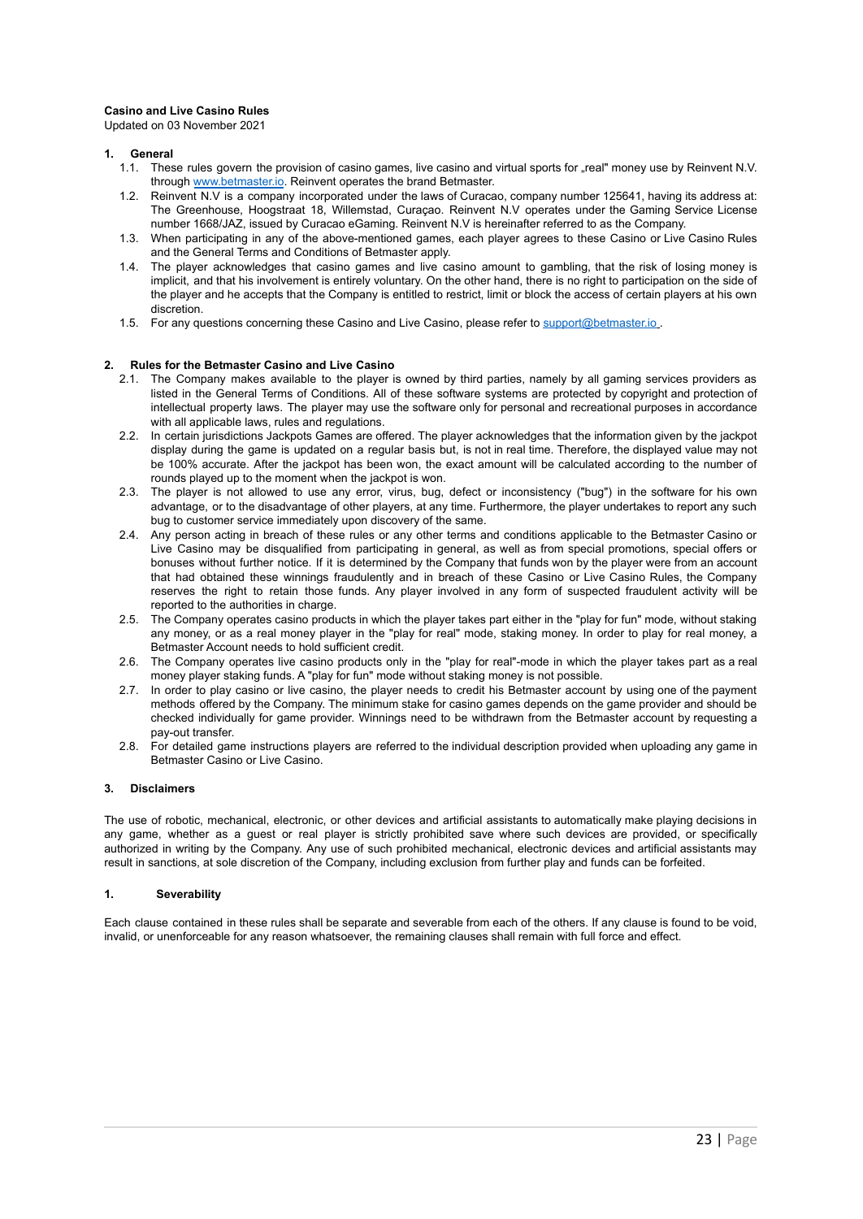**Casino and Live Casino Rules**
Updated on 03 November 2021

## 1. General

1.1. These rules govern the provision of casino games, live casino and virtual sports for „real" money use by Reinvent N.V. through [www.betmaster.io](http://www.betmaster.io). Reinvent operates the brand Betmaster.

1.2. Reinvent N.V is a company incorporated under the laws of Curacao, company number 125641, having its address at: The Greenhouse, Hoogstraat 18, Willemstad, Curaçao. Reinvent N.V operates under the Gaming Service License number 1668/JAZ, issued by Curacao eGaming. Reinvent N.V is hereinafter referred to as the Company.

1.3. When participating in any of the above-mentioned games, each player agrees to these Casino or Live Casino Rules and the General Terms and Conditions of Betmaster apply.

1.4. The player acknowledges that casino games and live casino amount to gambling, that the risk of losing money is implicit, and that his involvement is entirely voluntary. On the other hand, there is no right to participation on the side of the player and he accepts that the Company is entitled to restrict, limit or block the access of certain players at his own discretion.

1.5. For any questions concerning these Casino and Live Casino, please refer to [support@betmaster.io](mailto:support@betmaster.io) .

## 2. Rules for the Betmaster Casino and Live Casino

2.1. The Company makes available to the player is owned by third parties, namely by all gaming services providers as listed in the General Terms of Conditions. All of these software systems are protected by copyright and protection of intellectual property laws. The player may use the software only for personal and recreational purposes in accordance with all applicable laws, rules and regulations.

2.2. In certain jurisdictions Jackpots Games are offered. The player acknowledges that the information given by the jackpot display during the game is updated on a regular basis but, is not in real time. Therefore, the displayed value may not be 100% accurate. After the jackpot has been won, the exact amount will be calculated according to the number of rounds played up to the moment when the jackpot is won.

2.3. The player is not allowed to use any error, virus, bug, defect or inconsistency ("bug") in the software for his own advantage, or to the disadvantage of other players, at any time. Furthermore, the player undertakes to report any such bug to customer service immediately upon discovery of the same.

2.4. Any person acting in breach of these rules or any other terms and conditions applicable to the Betmaster Casino or Live Casino may be disqualified from participating in general, as well as from special promotions, special offers or bonuses without further notice. If it is determined by the Company that funds won by the player were from an account that had obtained these winnings fraudulently and in breach of these Casino or Live Casino Rules, the Company reserves the right to retain those funds. Any player involved in any form of suspected fraudulent activity will be reported to the authorities in charge.

2.5. The Company operates casino products in which the player takes part either in the "play for fun" mode, without staking any money, or as a real money player in the "play for real" mode, staking money. In order to play for real money, a Betmaster Account needs to hold sufficient credit.

2.6. The Company operates live casino products only in the "play for real"-mode in which the player takes part as a real money player staking funds. A "play for fun" mode without staking money is not possible.

2.7. In order to play casino or live casino, the player needs to credit his Betmaster account by using one of the payment methods offered by the Company. The minimum stake for casino games depends on the game provider and should be checked individually for game provider. Winnings need to be withdrawn from the Betmaster account by requesting a pay-out transfer.

2.8. For detailed game instructions players are referred to the individual description provided when uploading any game in Betmaster Casino or Live Casino.

## 3. Disclaimers

The use of robotic, mechanical, electronic, or other devices and artificial assistants to automatically make playing decisions in any game, whether as a guest or real player is strictly prohibited save where such devices are provided, or specifically authorized in writing by the Company. Any use of such prohibited mechanical, electronic devices and artificial assistants may result in sanctions, at sole discretion of the Company, including exclusion from further play and funds can be forfeited.

## 1. Severability

Each clause contained in these rules shall be separate and severable from each of the others. If any clause is found to be void, invalid, or unenforceable for any reason whatsoever, the remaining clauses shall remain with full force and effect.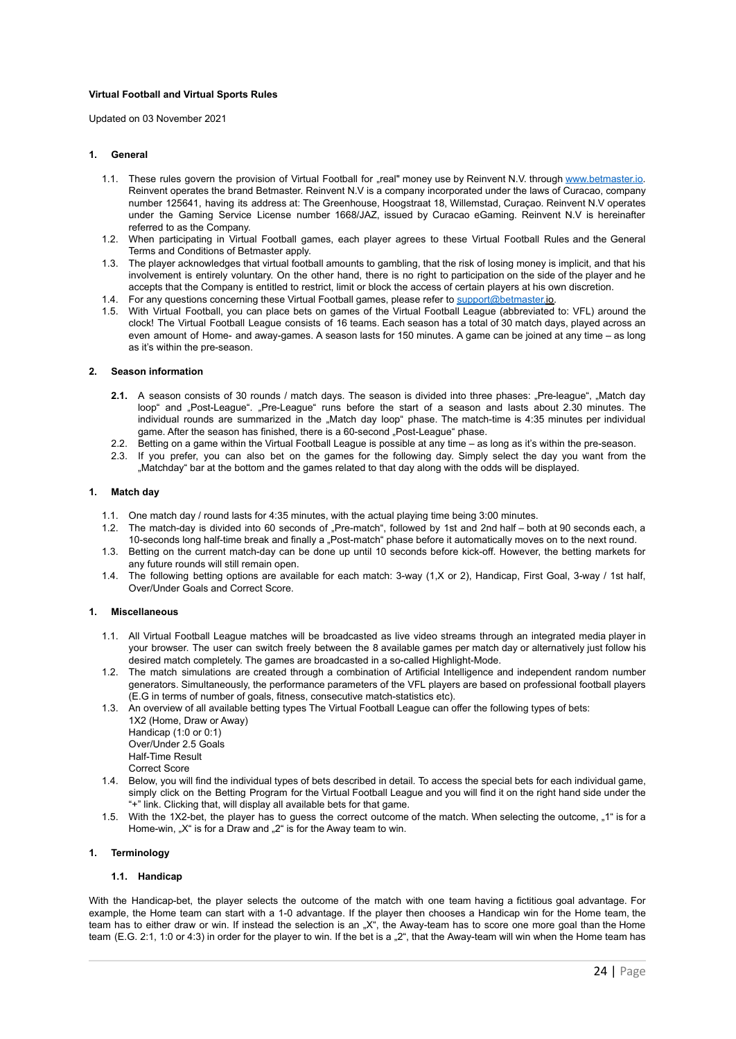**Virtual Football and Virtual Sports Rules**

Updated on 03 November 2021

#### 1. General

1.1. These rules govern the provision of Virtual Football for „real" money use by Reinvent N.V. through www.betmaster.io. Reinvent operates the brand Betmaster. Reinvent N.V is a company incorporated under the laws of Curacao, company number 125641, having its address at: The Greenhouse, Hoogstraat 18, Willemstad, Curaçao. Reinvent N.V operates under the Gaming Service License number 1668/JAZ, issued by Curacao eGaming. Reinvent N.V is hereinafter referred to as the Company.

1.2. When participating in Virtual Football games, each player agrees to these Virtual Football Rules and the General Terms and Conditions of Betmaster apply.

1.3. The player acknowledges that virtual football amounts to gambling, that the risk of losing money is implicit, and that his involvement is entirely voluntary. On the other hand, there is no right to participation on the side of the player and he accepts that the Company is entitled to restrict, limit or block the access of certain players at his own discretion.

1.4. For any questions concerning these Virtual Football games, please refer to support@betmaster.io.

1.5. With Virtual Football, you can place bets on games of the Virtual Football League (abbreviated to: VFL) around the clock! The Virtual Football League consists of 16 teams. Each season has a total of 30 match days, played across an even amount of Home- and away-games. A season lasts for 150 minutes. A game can be joined at any time – as long as it's within the pre-season.

#### 2. Season information

**2.1.** A season consists of 30 rounds / match days. The season is divided into three phases: „Pre-league", „Match day loop" and „Post-League". „Pre-League" runs before the start of a season and lasts about 2.30 minutes. The individual rounds are summarized in the „Match day loop" phase. The match-time is 4:35 minutes per individual game. After the season has finished, there is a 60-second „Post-League" phase.

2.2. Betting on a game within the Virtual Football League is possible at any time – as long as it's within the pre-season.

2.3. If you prefer, you can also bet on the games for the following day. Simply select the day you want from the „Matchday" bar at the bottom and the games related to that day along with the odds will be displayed.

#### 1. Match day

1.1. One match day / round lasts for 4:35 minutes, with the actual playing time being 3:00 minutes.

1.2. The match-day is divided into 60 seconds of „Pre-match", followed by 1st and 2nd half – both at 90 seconds each, a 10-seconds long half-time break and finally a „Post-match" phase before it automatically moves on to the next round.

1.3. Betting on the current match-day can be done up until 10 seconds before kick-off. However, the betting markets for any future rounds will still remain open.

1.4. The following betting options are available for each match: 3-way (1,X or 2), Handicap, First Goal, 3-way / 1st half, Over/Under Goals and Correct Score.

#### 1. Miscellaneous

1.1. All Virtual Football League matches will be broadcasted as live video streams through an integrated media player in your browser. The user can switch freely between the 8 available games per match day or alternatively just follow his desired match completely. The games are broadcasted in a so-called Highlight-Mode.

1.2. The match simulations are created through a combination of Artificial Intelligence and independent random number generators. Simultaneously, the performance parameters of the VFL players are based on professional football players (E.G in terms of number of goals, fitness, consecutive match-statistics etc).

1.3. An overview of all available betting types The Virtual Football League can offer the following types of bets:
1X2 (Home, Draw or Away)
Handicap (1:0 or 0:1)
Over/Under 2.5 Goals
Half-Time Result
Correct Score

1.4. Below, you will find the individual types of bets described in detail. To access the special bets for each individual game, simply click on the Betting Program for the Virtual Football League and you will find it on the right hand side under the "+" link. Clicking that, will display all available bets for that game.

1.5. With the 1X2-bet, the player has to guess the correct outcome of the match. When selecting the outcome, „1" is for a Home-win, „X" is for a Draw and „2" is for the Away team to win.

#### 1. Terminology

##### 1.1. Handicap

With the Handicap-bet, the player selects the outcome of the match with one team having a fictitious goal advantage. For example, the Home team can start with a 1-0 advantage. If the player then chooses a Handicap win for the Home team, the team has to either draw or win. If instead the selection is an „X", the Away-team has to score one more goal than the Home team (E.G. 2:1, 1:0 or 4:3) in order for the player to win. If the bet is a „2", that the Away-team will win when the Home team has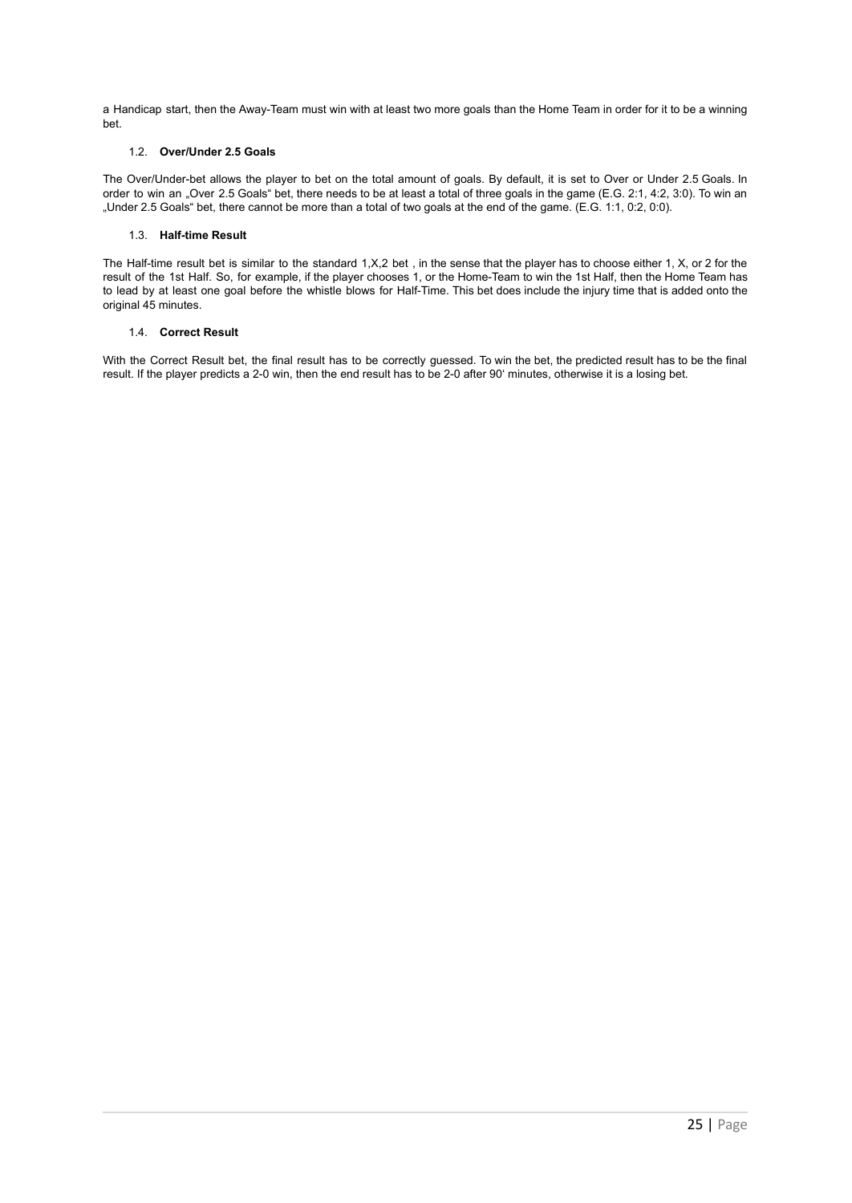a Handicap start, then the Away-Team must win with at least two more goals than the Home Team in order for it to be a winning bet.

### 1.2. **Over/Under 2.5 Goals**

The Over/Under-bet allows the player to bet on the total amount of goals. By default, it is set to Over or Under 2.5 Goals. In order to win an „Over 2.5 Goals" bet, there needs to be at least a total of three goals in the game (E.G. 2:1, 4:2, 3:0). To win an „Under 2.5 Goals" bet, there cannot be more than a total of two goals at the end of the game. (E.G. 1:1, 0:2, 0:0).

### 1.3. **Half-time Result**

The Half-time result bet is similar to the standard 1,X,2 bet , in the sense that the player has to choose either 1, X, or 2 for the result of the 1st Half. So, for example, if the player chooses 1, or the Home-Team to win the 1st Half, then the Home Team has to lead by at least one goal before the whistle blows for Half-Time. This bet does include the injury time that is added onto the original 45 minutes.

### 1.4. **Correct Result**

With the Correct Result bet, the final result has to be correctly guessed. To win the bet, the predicted result has to be the final result. If the player predicts a 2-0 win, then the end result has to be 2-0 after 90' minutes, otherwise it is a losing bet.